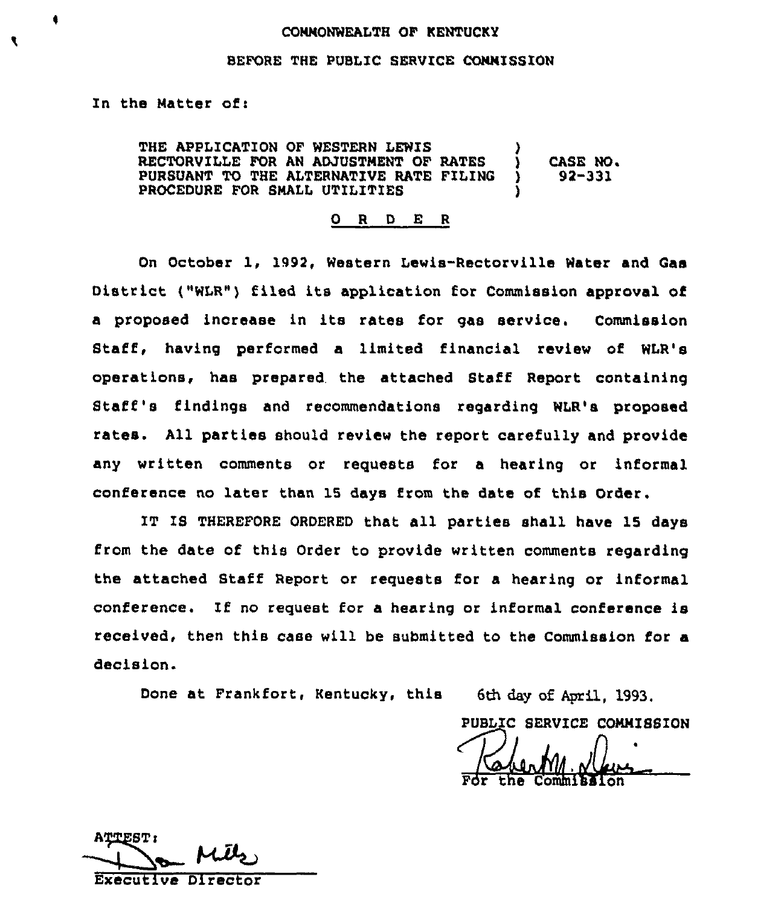COMMONWEALTH OF KENTUCKY

BEFORE THE PUBLIC SERVICE COMMISSION

In the Matter of:

| | | |
|---|---|---|
| THE APPLICATION OF WESTERN LEWIS RECTORVILLE FOR AN ADJUSTMENT OF RATES PURSUANT TO THE ALTERNATIVE RATE FILING PROCEDURE FOR SMALL UTILITIES | ) ) ) ) | CASE NO. 92-331 |

## O R D E R

On October 1, 1992, Western Lewis-Rectorville Water and Gas District ("WLR") filed its application for Commission approval of a proposed increase in its rates for gas service. Commission Staff, having performed a limited financial review of WLR's operations, has prepared the attached Staff Report containing Staff's findings and recommendations regarding WLR's proposed rates. All parties should review the report carefully and provide any written comments or requests for a hearing or informal conference no later than 15 days from the date of this Order.

IT IS THEREFORE ORDERED that all parties shall have 15 days from the date of this Order to provide written comments regarding the attached Staff Report or requests for a hearing or informal conference. If no request for a hearing or informal conference is received, then this case will be submitted to the Commission for a decision.

Done at Frankfort, Kentucky, this 6th day of April, 1993.

PUBLIC SERVICE COMMISSION

For the Commission

ATTEST:

Executive Director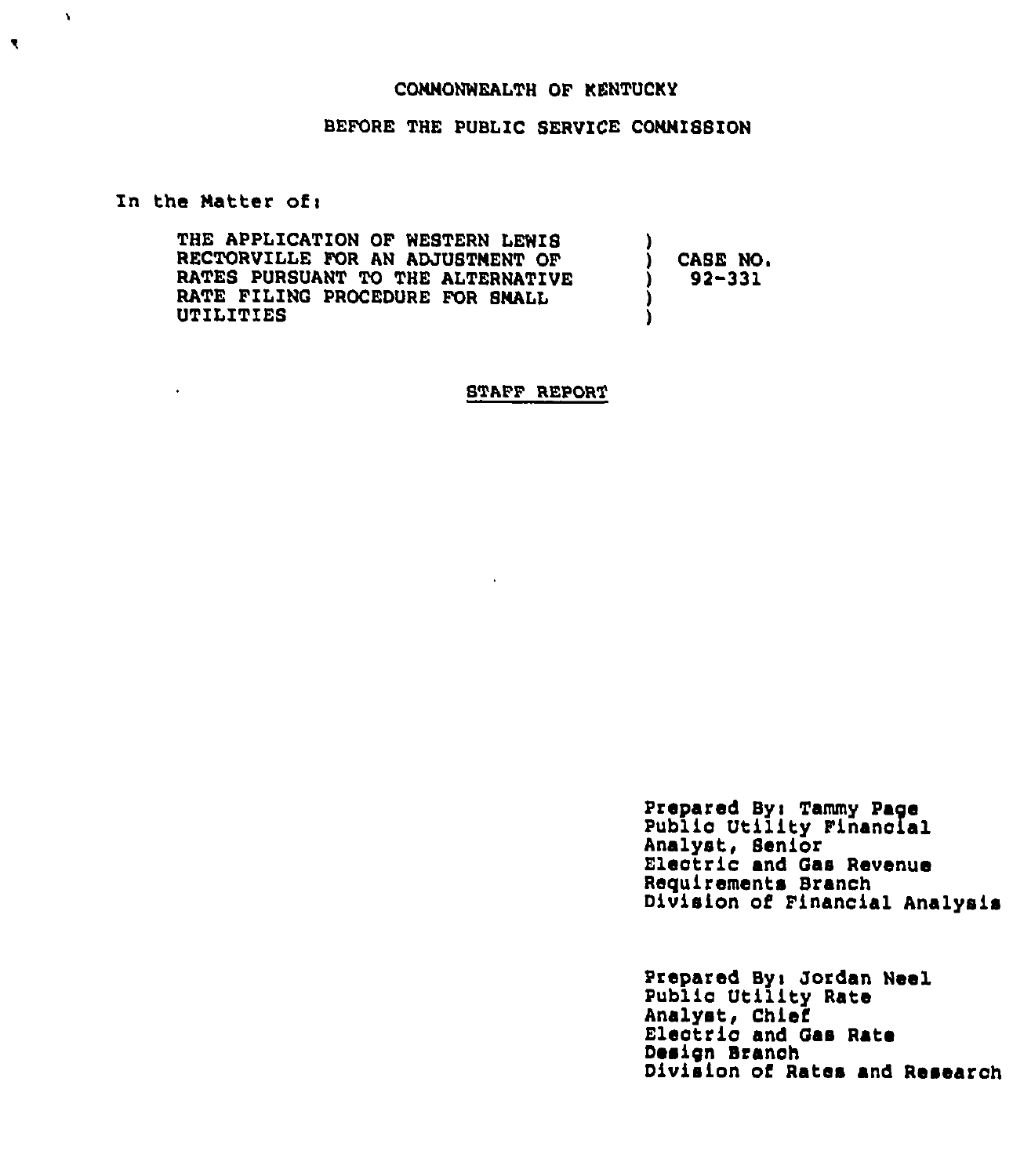COMMONWEALTH OF KENTUCKY

BEFORE THE PUBLIC SERVICE COMMISSION

In the Matter of:

THE APPLICATION OF WESTERN LEWIS RECTORVILLE FOR AN ADJUSTMENT OF RATES PURSUANT TO THE ALTERNATIVE RATE FILING PROCEDURE FOR SMALL UTILITIES ) CASE NO. 92-331

STAFF REPORT

Prepared By: Tammy Page
Public Utility Financial Analyst, Senior
Electric and Gas Revenue Requirements Branch
Division of Financial Analysis

Prepared By: Jordan Neel
Public Utility Rate Analyst, Chief
Electric and Gas Rate Design Branch
Division of Rates and Research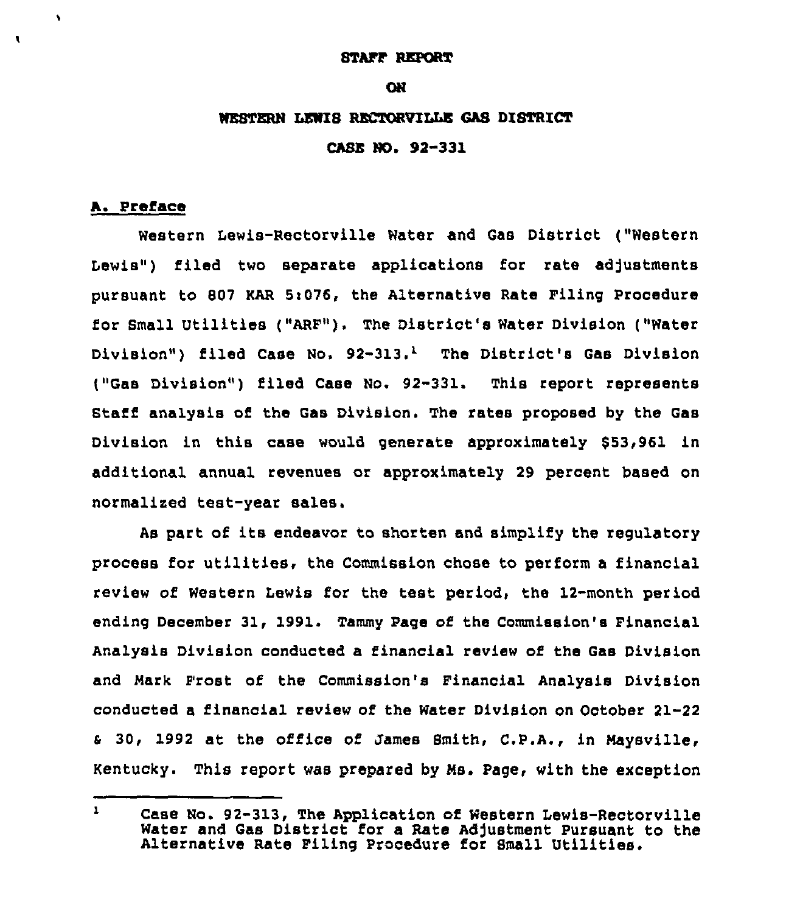STAFF REPORT

ON

WESTERN LEWIS RECTORVILLE GAS DISTRICT

CASE NO. 92-331

## A. Preface

Western Lewis-Rectorville Water and Gas District ("Western Lewis") filed two separate applications for rate adjustments pursuant to 807 KAR 5:076, the Alternative Rate Filing Procedure for Small Utilities ("ARF"). The District's Water Division ("Water Division") filed Case No. 92-313.[1] The District's Gas Division ("Gas Division") filed Case No. 92-331. This report represents Staff analysis of the Gas Division. The rates proposed by the Gas Division in this case would generate approximately $53,961 in additional annual revenues or approximately 29 percent based on normalized test-year sales.

As part of its endeavor to shorten and simplify the regulatory process for utilities, the Commission chose to perform a financial review of Western Lewis for the test period, the 12-month period ending December 31, 1991. Tammy Page of the Commission's Financial Analysis Division conducted a financial review of the Gas Division and Mark Frost of the Commission's Financial Analysis Division conducted a financial review of the Water Division on October 21-22 & 30, 1992 at the office of James Smith, C.P.A., in Maysville, Kentucky. This report was prepared by Ms. Page, with the exception

---

[1] Case No. 92-313, The Application of Western Lewis-Rectorville Water and Gas District for a Rate Adjustment Pursuant to the Alternative Rate Filing Procedure for Small Utilities.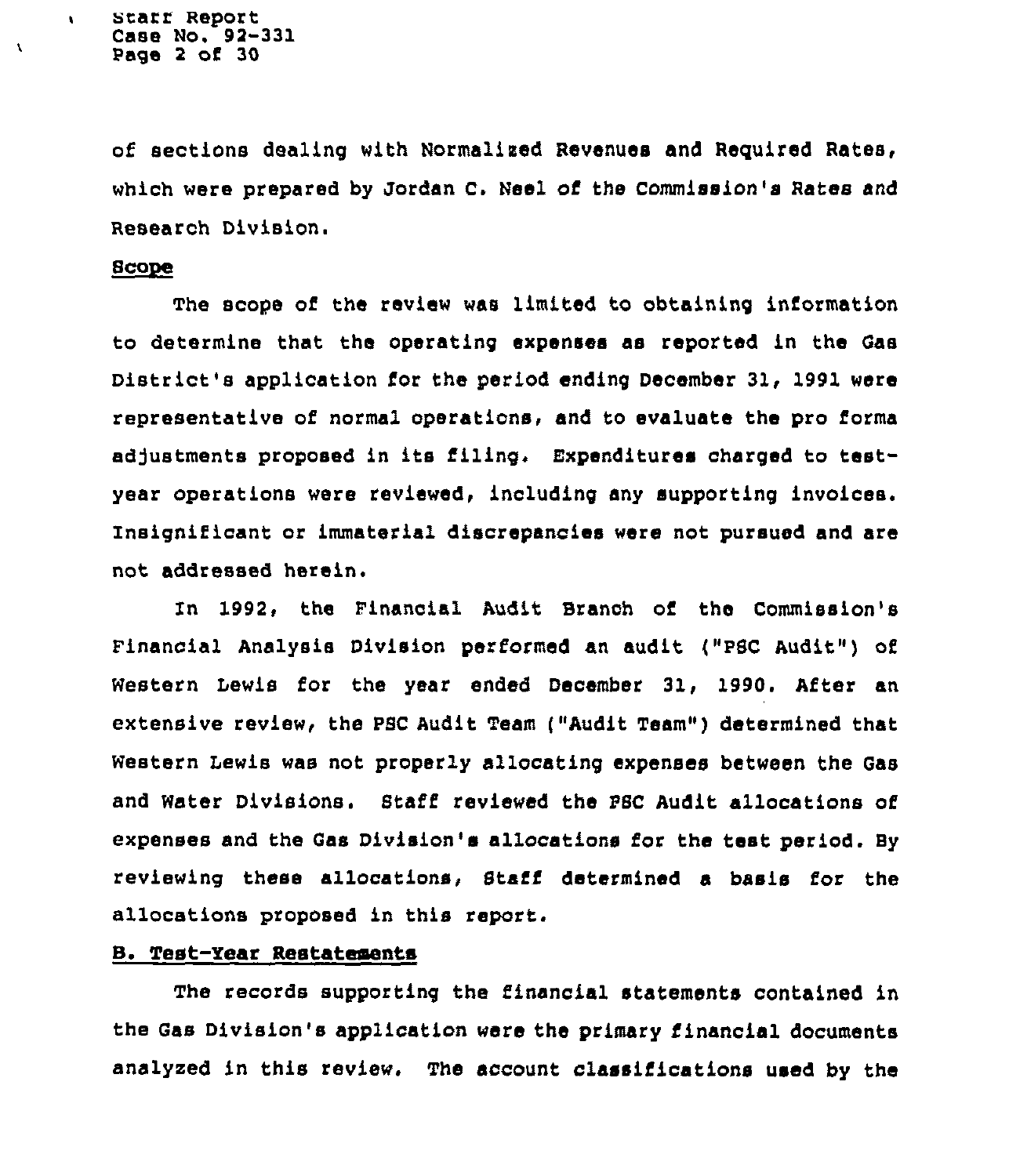of sections dealing with Normalized Revenues and Required Rates, which were prepared by Jordan C. Neel of the Commission's Rates and Research Division.

**Scope**

The scope of the review was limited to obtaining information to determine that the operating expenses as reported in the Gas District's application for the period ending December 31, 1991 were representative of normal operations, and to evaluate the pro forma adjustments proposed in its filing. Expenditures charged to test-year operations were reviewed, including any supporting invoices. Insignificant or immaterial discrepancies were not pursued and are not addressed herein.

In 1992, the Financial Audit Branch of the Commission's Financial Analysis Division performed an audit ("PSC Audit") of Western Lewis for the year ended December 31, 1990. After an extensive review, the PSC Audit Team ("Audit Team") determined that Western Lewis was not properly allocating expenses between the Gas and Water Divisions. Staff reviewed the PSC Audit allocations of expenses and the Gas Division's allocations for the test period. By reviewing these allocations, Staff determined a basis for the allocations proposed in this report.

**B. Test-Year Restatements**

The records supporting the financial statements contained in the Gas Division's application were the primary financial documents analyzed in this review. The account classifications used by the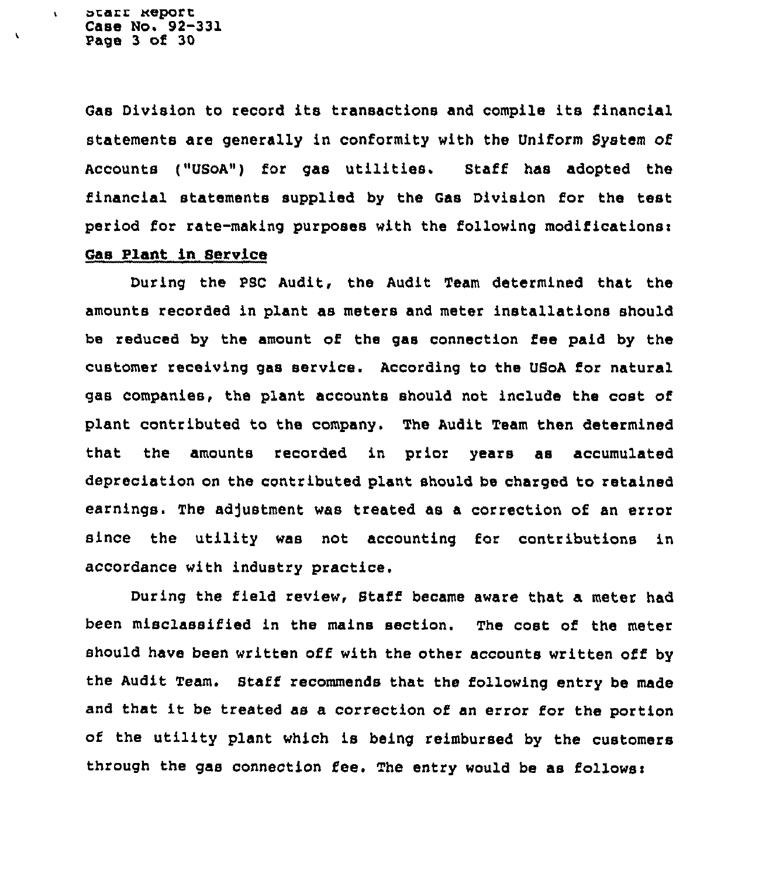Gas Division to record its transactions and compile its financial statements are generally in conformity with the Uniform System of Accounts ("USoA") for gas utilities. Staff has adopted the financial statements supplied by the Gas Division for the test period for rate-making purposes with the following modifications:

## Gas Plant in Service

During the PSC Audit, the Audit Team determined that the amounts recorded in plant as meters and meter installations should be reduced by the amount of the gas connection fee paid by the customer receiving gas service. According to the USoA for natural gas companies, the plant accounts should not include the cost of plant contributed to the company. The Audit Team then determined that the amounts recorded in prior years as accumulated depreciation on the contributed plant should be charged to retained earnings. The adjustment was treated as a correction of an error since the utility was not accounting for contributions in accordance with industry practice.

During the field review, Staff became aware that a meter had been misclassified in the mains section. The cost of the meter should have been written off with the other accounts written off by the Audit Team. Staff recommends that the following entry be made and that it be treated as a correction of an error for the portion of the utility plant which is being reimbursed by the customers through the gas connection fee. The entry would be as follows: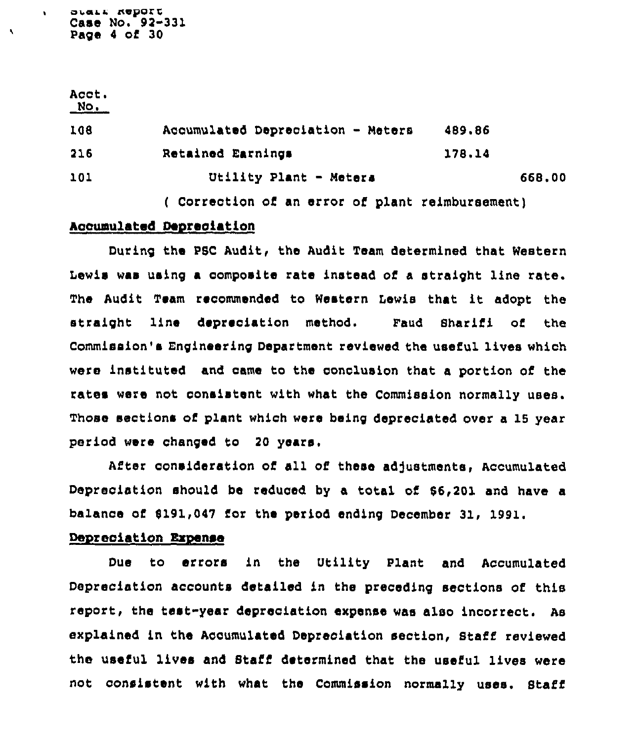| Acct. No. | | | |
|---|---|---|---|
| 108 | Accumulated Depreciation - Meters | 489.86 | |
| 216 | Retained Earnings | 178.14 | |
| 101 | Utility Plant - Meters | | 668.00 |

( Correction of an error of plant reimbursement)

**Accumulated Depreciation**

During the PSC Audit, the Audit Team determined that Western Lewis was using a composite rate instead of a straight line rate. The Audit Team recommended to Western Lewis that it adopt the straight line depreciation method. Faud Sharifi of the Commission's Engineering Department reviewed the useful lives which were instituted and came to the conclusion that a portion of the rates were not consistent with what the Commission normally uses. Those sections of plant which were being depreciated over a 15 year period were changed to 20 years.

After consideration of all of these adjustments, Accumulated Depreciation should be reduced by a total of $6,201 and have a balance of $191,047 for the period ending December 31, 1991.

**Depreciation Expense**

Due to errors in the Utility Plant and Accumulated Depreciation accounts detailed in the preceding sections of this report, the test-year depreciation expense was also incorrect. As explained in the Accumulated Depreciation section, Staff reviewed the useful lives and Staff determined that the useful lives were not consistent with what the Commission normally uses. Staff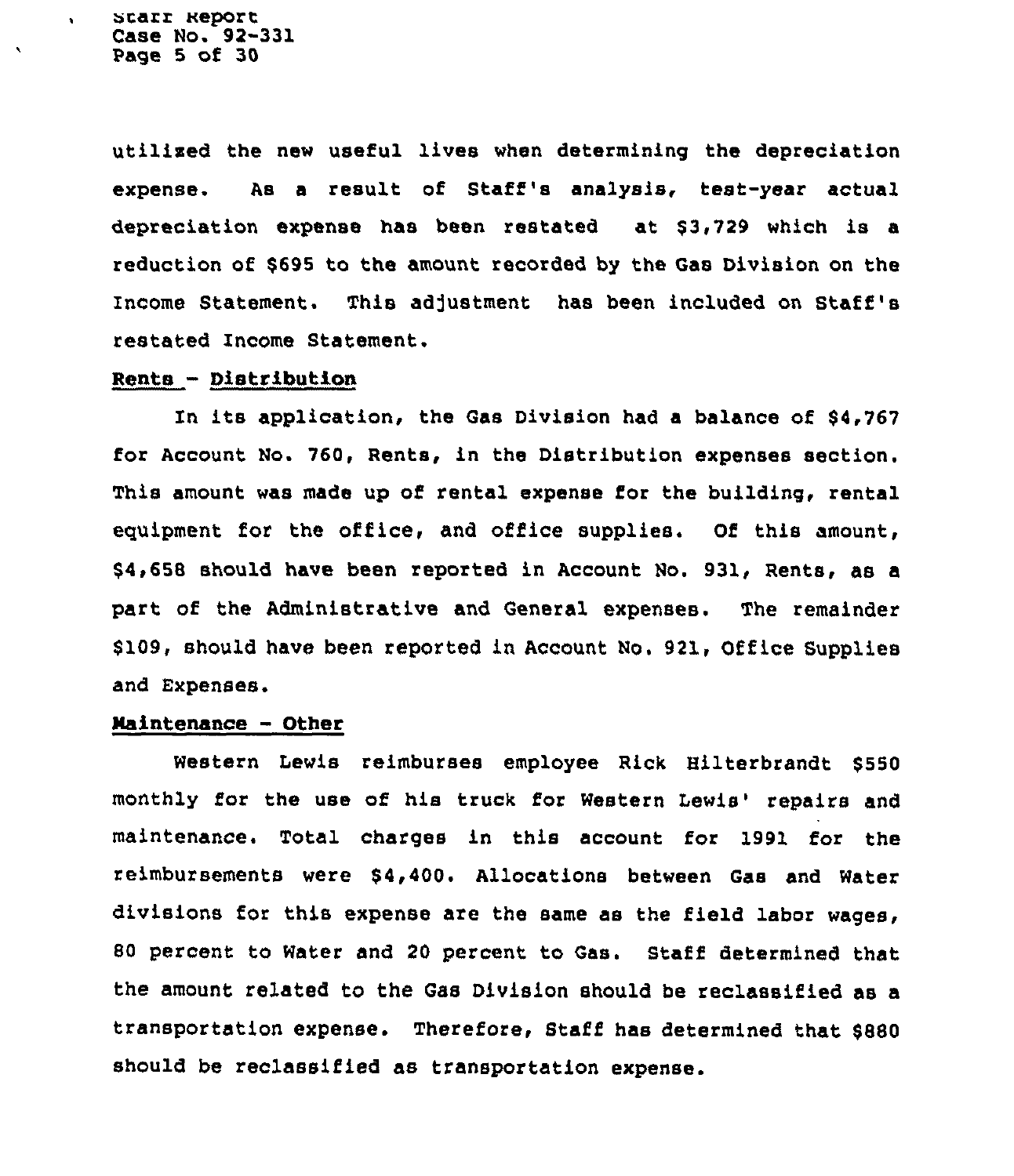utilized the new useful lives when determining the depreciation expense. As a result of Staff's analysis, test-year actual depreciation expense has been restated at $3,729 which is a reduction of $695 to the amount recorded by the Gas Division on the Income Statement. This adjustment has been included on Staff's restated Income Statement.

**Rents - Distribution**

In its application, the Gas Division had a balance of $4,767 for Account No. 760, Rents, in the Distribution expenses section. This amount was made up of rental expense for the building, rental equipment for the office, and office supplies. Of this amount, $4,658 should have been reported in Account No. 931, Rents, as a part of the Administrative and General expenses. The remainder $109, should have been reported in Account No. 921, Office Supplies and Expenses.

**Maintenance - Other**

Western Lewis reimburses employee Rick Hilterbrandt $550 monthly for the use of his truck for Western Lewis' repairs and maintenance. Total charges in this account for 1991 for the reimbursements were $4,400. Allocations between Gas and Water divisions for this expense are the same as the field labor wages, 80 percent to Water and 20 percent to Gas. Staff determined that the amount related to the Gas Division should be reclassified as a transportation expense. Therefore, Staff has determined that $880 should be reclassified as transportation expense.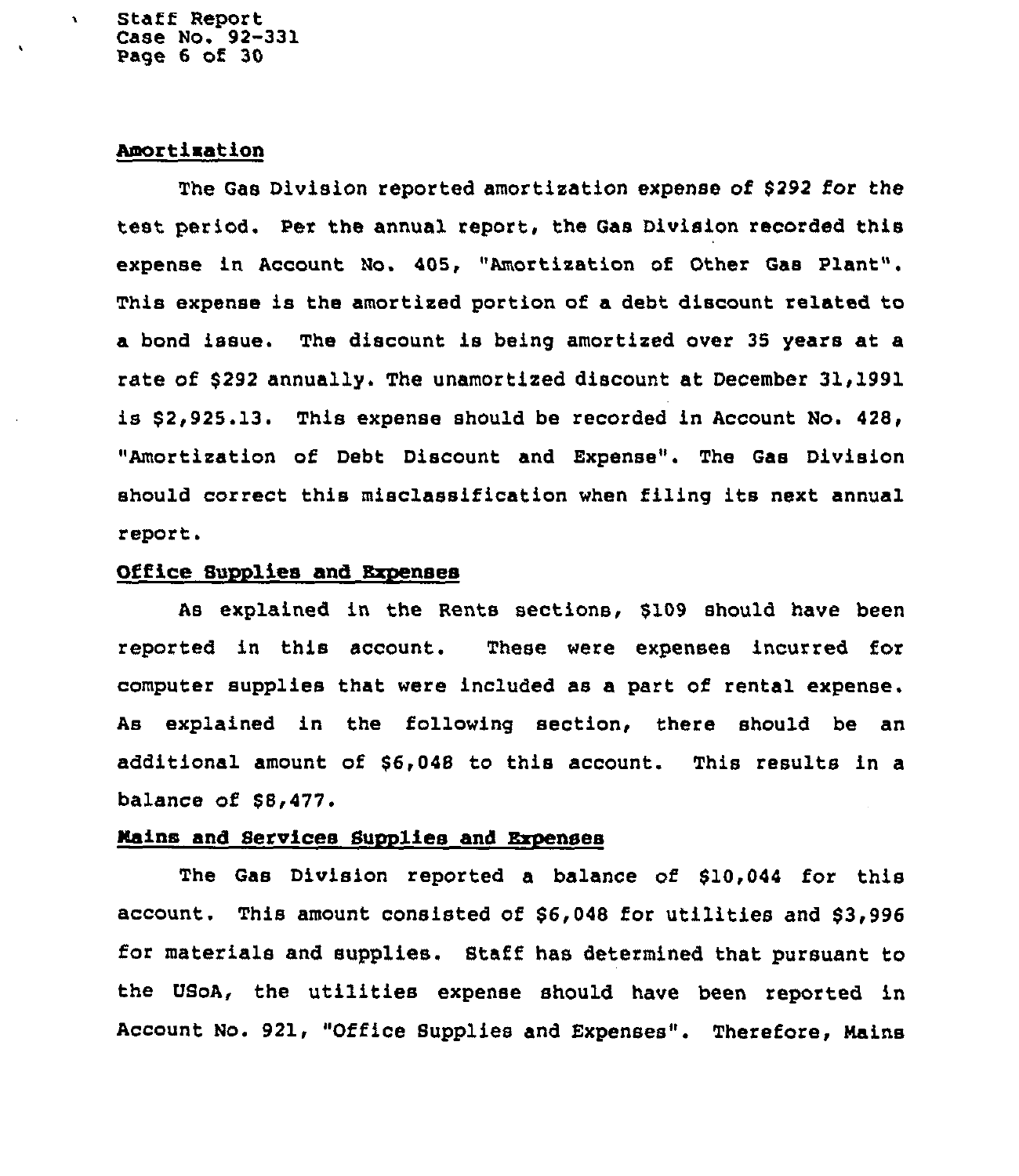## Amortization

The Gas Division reported amortization expense of $292 for the test period. Per the annual report, the Gas Division recorded this expense in Account No. 405, "Amortization of Other Gas Plant". This expense is the amortized portion of a debt discount related to a bond issue. The discount is being amortized over 35 years at a rate of $292 annually. The unamortized discount at December 31,1991 is $2,925.13. This expense should be recorded in Account No. 428, "Amortization of Debt Discount and Expense". The Gas Division should correct this misclassification when filing its next annual report.

## Office Supplies and Expenses

As explained in the Rents sections, $109 should have been reported in this account. These were expenses incurred for computer supplies that were included as a part of rental expense. As explained in the following section, there should be an additional amount of $6,048 to this account. This results in a balance of $8,477.

## Mains and Services Supplies and Expenses

The Gas Division reported a balance of $10,044 for this account. This amount consisted of $6,048 for utilities and $3,996 for materials and supplies. Staff has determined that pursuant to the USoA, the utilities expense should have been reported in Account No. 921, "Office Supplies and Expenses". Therefore, Mains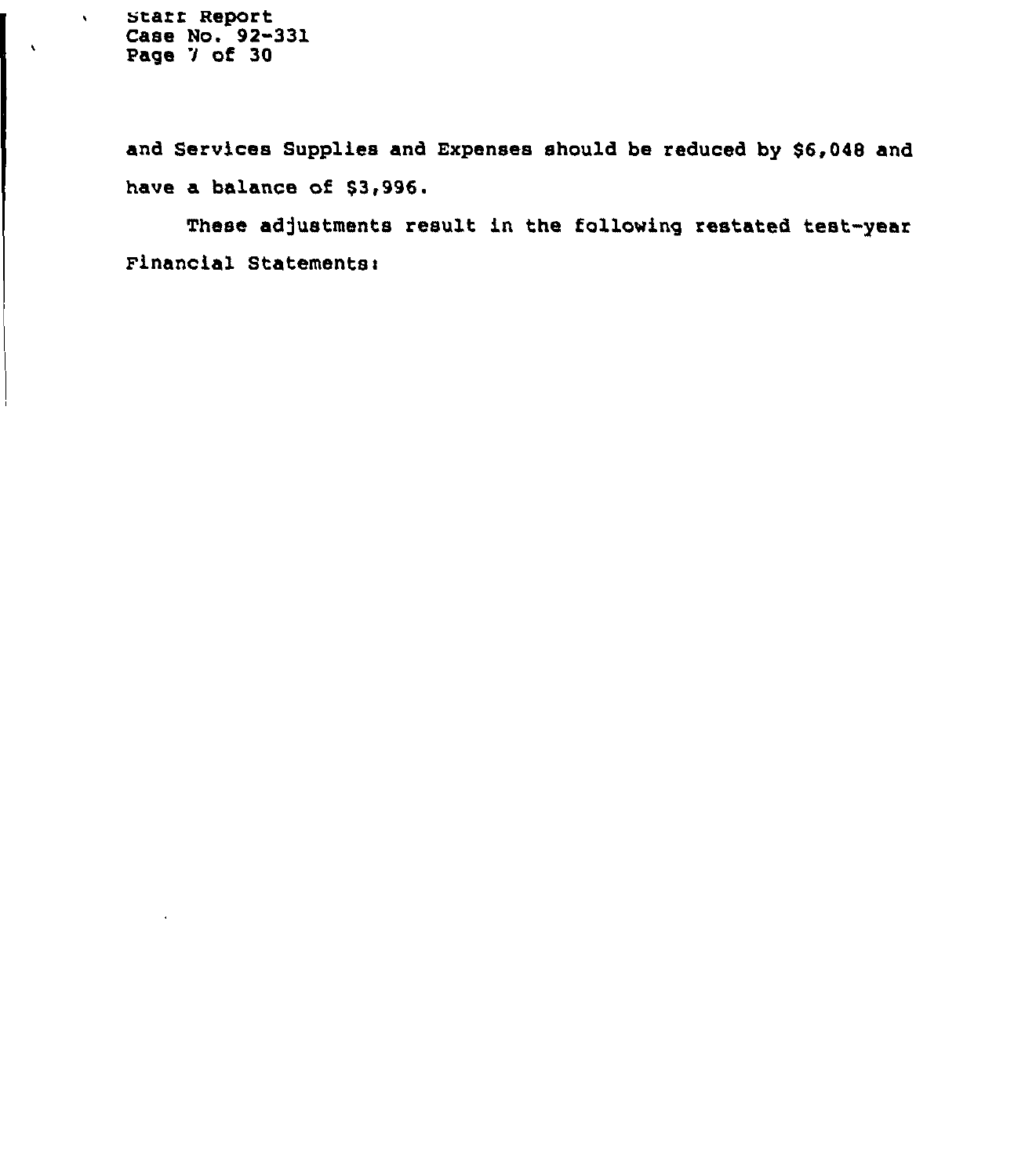and Services Supplies and Expenses should be reduced by $6,048 and have a balance of $3,996.

These adjustments result in the following restated test-year Financial Statements: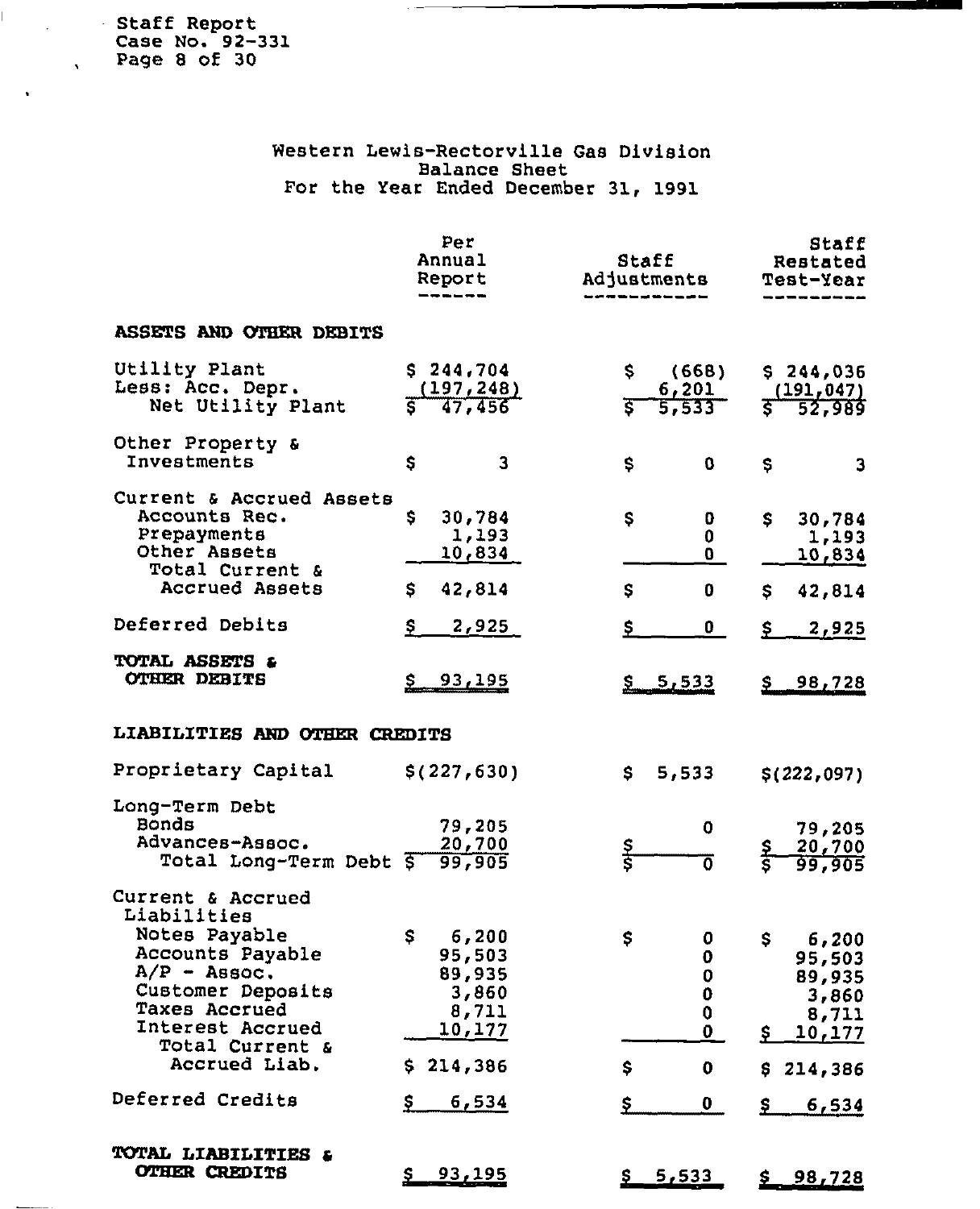Staff Report
Case No. 92-331
Page 8 of 30

# Western Lewis-Rectorville Gas Division
## Balance Sheet
### For the Year Ended December 31, 1991

| | Per Annual Report | Staff Adjustments | Staff Restated Test-Year |
|---|---|---|---|
| **ASSETS AND OTHER DEBITS** | | | |
| Utility Plant | $ 244,704 | $ (668) | $ 244,036 |
| Less: Acc. Depr. | (197,248) | 6,201 | (191,047) |
| Net Utility Plant | $ 47,456 | $ 5,533 | $ 52,989 |
| Other Property & Investments | $ 3 | $ 0 | $ 3 |
| Current & Accrued Assets | | | |
| Accounts Rec. | $ 30,784 | $ 0 | $ 30,784 |
| Prepayments | 1,193 | 0 | 1,193 |
| Other Assets | 10,834 | 0 | 10,834 |
| Total Current & Accrued Assets | $ 42,814 | $ 0 | $ 42,814 |
| Deferred Debits | $ 2,925 | $ 0 | $ 2,925 |
| **TOTAL ASSETS & OTHER DEBITS** | $ 93,195 | $ 5,533 | $ 98,728 |
| **LIABILITIES AND OTHER CREDITS** | | | |
| Proprietary Capital | $(227,630) | $ 5,533 | $(222,097) |
| Long-Term Debt | | | |
| Bonds | 79,205 | 0 | 79,205 |
| Advances-Assoc. | 20,700 | $ | $ 20,700 |
| Total Long-Term Debt | $ 99,905 | $ 0 | $ 99,905 |
| Current & Accrued Liabilities | | | |
| Notes Payable | $ 6,200 | $ 0 | $ 6,200 |
| Accounts Payable | 95,503 | 0 | 95,503 |
| A/P - Assoc. | 89,935 | 0 | 89,935 |
| Customer Deposits | 3,860 | 0 | 3,860 |
| Taxes Accrued | 8,711 | 0 | 8,711 |
| Interest Accrued | 10,177 | 0 | $ 10,177 |
| Total Current & Accrued Liab. | $ 214,386 | $ 0 | $ 214,386 |
| Deferred Credits | $ 6,534 | $ 0 | $ 6,534 |
| **TOTAL LIABILITIES & OTHER CREDITS** | $ 93,195 | $ 5,533 | $ 98,728 |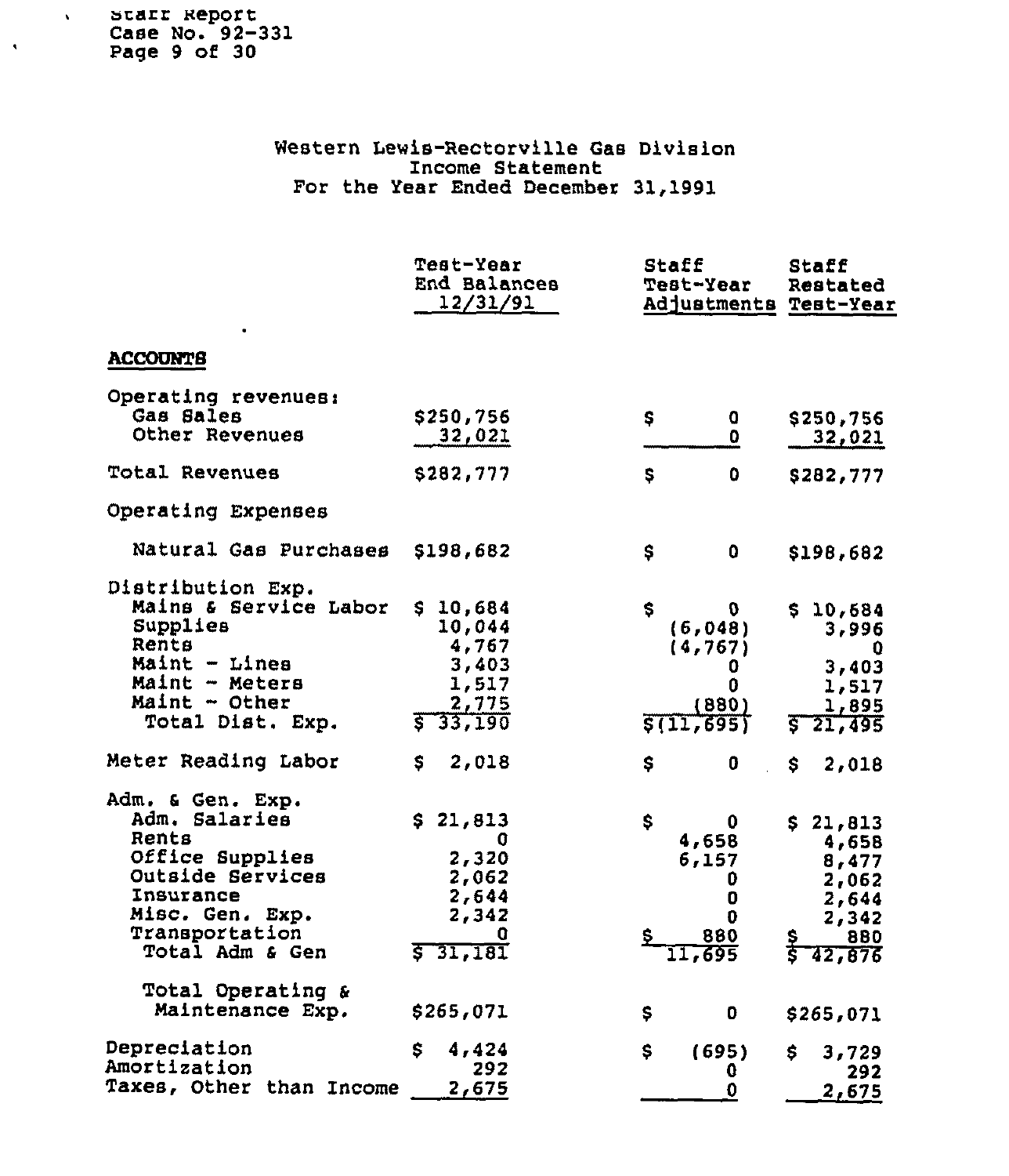# Western Lewis-Rectorville Gas Division
## Income Statement
## For the Year Ended December 31,1991

| ACCOUNTS | Test-Year End Balances 12/31/91 | Staff Test-Year Adjustments | Staff Restated Test-Year |
|---|---|---|---|
| Operating revenues: | | | |
| Gas Sales | $250,756 | $ 0 | $250,756 |
| Other Revenues | 32,021 | 0 | 32,021 |
| Total Revenues | $282,777 | $ 0 | $282,777 |
| Operating Expenses | | | |
| Natural Gas Purchases | $198,682 | $ 0 | $198,682 |
| Distribution Exp. | | | |
| Mains & Service Labor | $ 10,684 | $ 0 | $ 10,684 |
| Supplies | 10,044 | (6,048) | 3,996 |
| Rents | 4,767 | (4,767) | 0 |
| Maint - Lines | 3,403 | 0 | 3,403 |
| Maint - Meters | 1,517 | 0 | 1,517 |
| Maint - Other | 2,775 | (880) | 1,895 |
| Total Dist. Exp. | $ 33,190 | $(11,695) | $ 21,495 |
| Meter Reading Labor | $ 2,018 | $ 0 | $ 2,018 |
| Adm. & Gen. Exp. | | | |
| Adm. Salaries | $ 21,813 | $ 0 | $ 21,813 |
| Rents | 0 | 4,658 | 4,658 |
| Office Supplies | 2,320 | 6,157 | 8,477 |
| Outside Services | 2,062 | 0 | 2,062 |
| Insurance | 2,644 | 0 | 2,644 |
| Misc. Gen. Exp. | 2,342 | 0 | 2,342 |
| Transportation | 0 | $ 880 | $ 880 |
| Total Adm & Gen | $ 31,181 | 11,695 | $ 42,876 |
| Total Operating & Maintenance Exp. | $265,071 | $ 0 | $265,071 |
| Depreciation | $ 4,424 | $ (695) | $ 3,729 |
| Amortization | 292 | 0 | 292 |
| Taxes, Other than Income | 2,675 | 0 | 2,675 |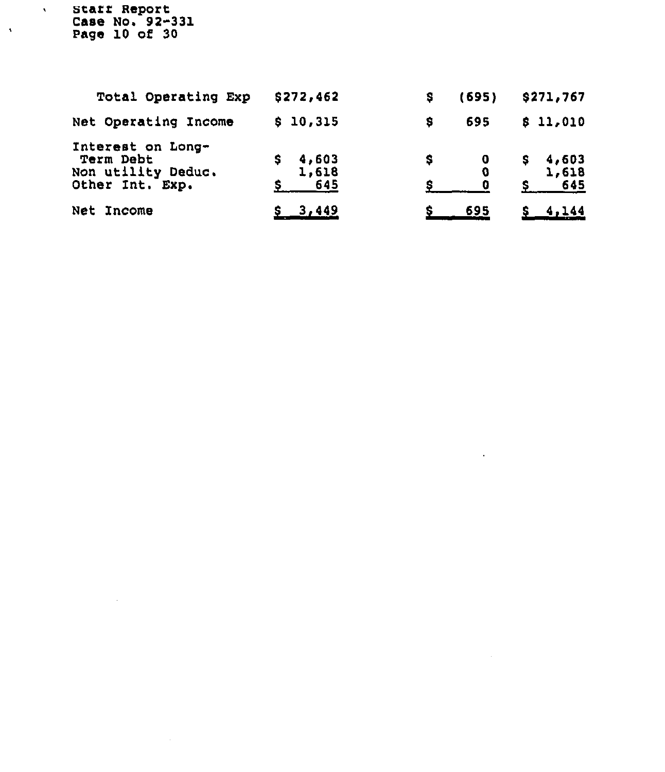|  |  |  |  |
|---|---|---|---|
| Total Operating Exp | $272,462 | $ (695) | $271,767 |
| Net Operating Income | $ 10,315 | $ 695 | $ 11,010 |
| Interest on Long-Term Debt | $ 4,603 | $ 0 | $ 4,603 |
| Non utility Deduc. | 1,618 | 0 | 1,618 |
| Other Int. Exp. | $ 645 | $ 0 | $ 645 |
| Net Income | $ 3,449 | $ 695 | $ 4,144 |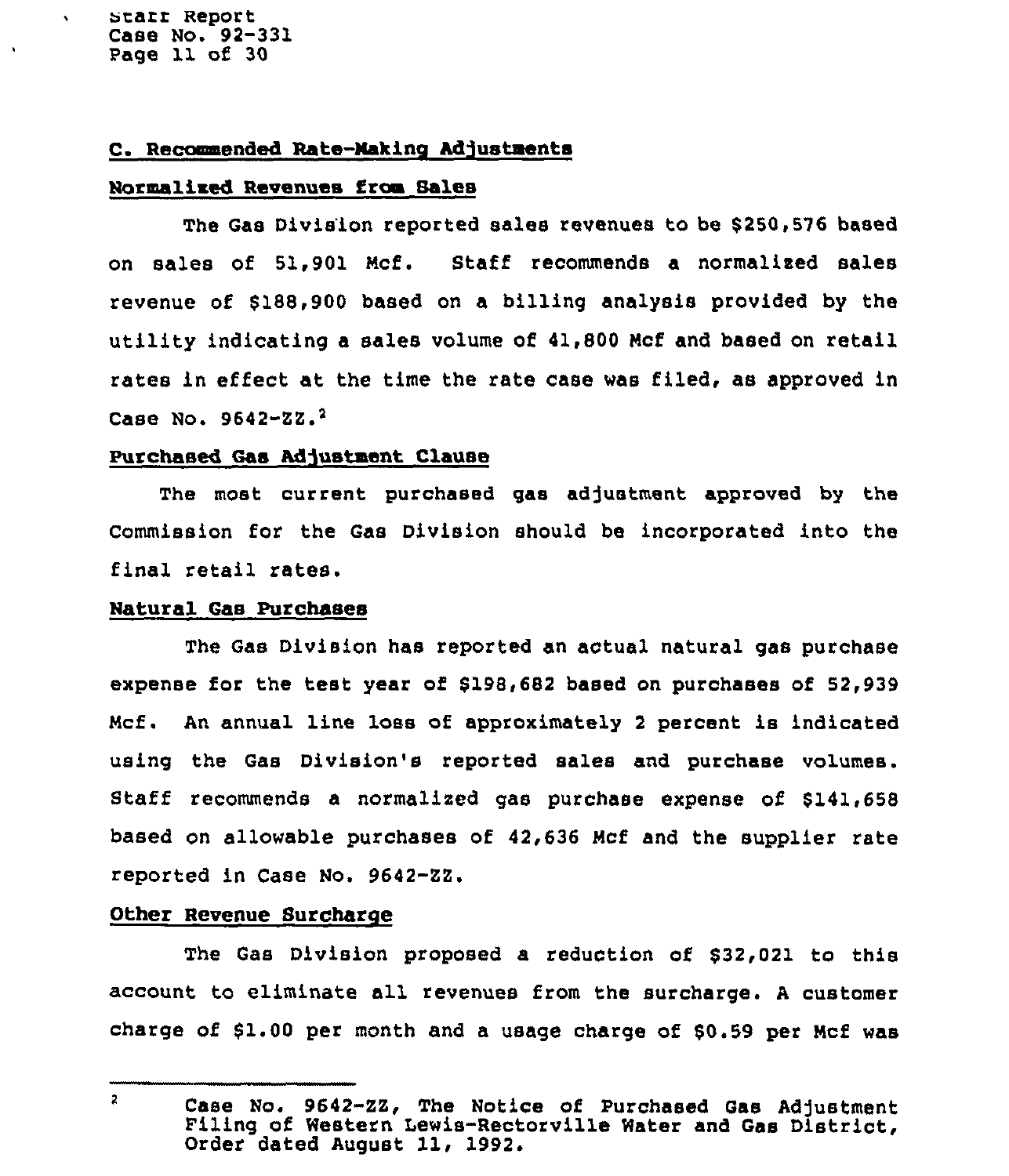## C. Recommended Rate-Making Adjustments

### Normalized Revenues from Sales

The Gas Division reported sales revenues to be $250,576 based on sales of 51,901 Mcf. Staff recommends a normalized sales revenue of $188,900 based on a billing analysis provided by the utility indicating a sales volume of 41,800 Mcf and based on retail rates in effect at the time the rate case was filed, as approved in Case No. 9642-ZZ.[2]

### Purchased Gas Adjustment Clause

The most current purchased gas adjustment approved by the Commission for the Gas Division should be incorporated into the final retail rates.

### Natural Gas Purchases

The Gas Division has reported an actual natural gas purchase expense for the test year of $198,682 based on purchases of 52,939 Mcf. An annual line loss of approximately 2 percent is indicated using the Gas Division's reported sales and purchase volumes. Staff recommends a normalized gas purchase expense of $141,658 based on allowable purchases of 42,636 Mcf and the supplier rate reported in Case No. 9642-ZZ.

### Other Revenue Surcharge

The Gas Division proposed a reduction of $32,021 to this account to eliminate all revenues from the surcharge. A customer charge of $1.00 per month and a usage charge of $0.59 per Mcf was

---

[2] Case No. 9642-ZZ, The Notice of Purchased Gas Adjustment Filing of Western Lewis-Rectorville Water and Gas District, Order dated August 11, 1992.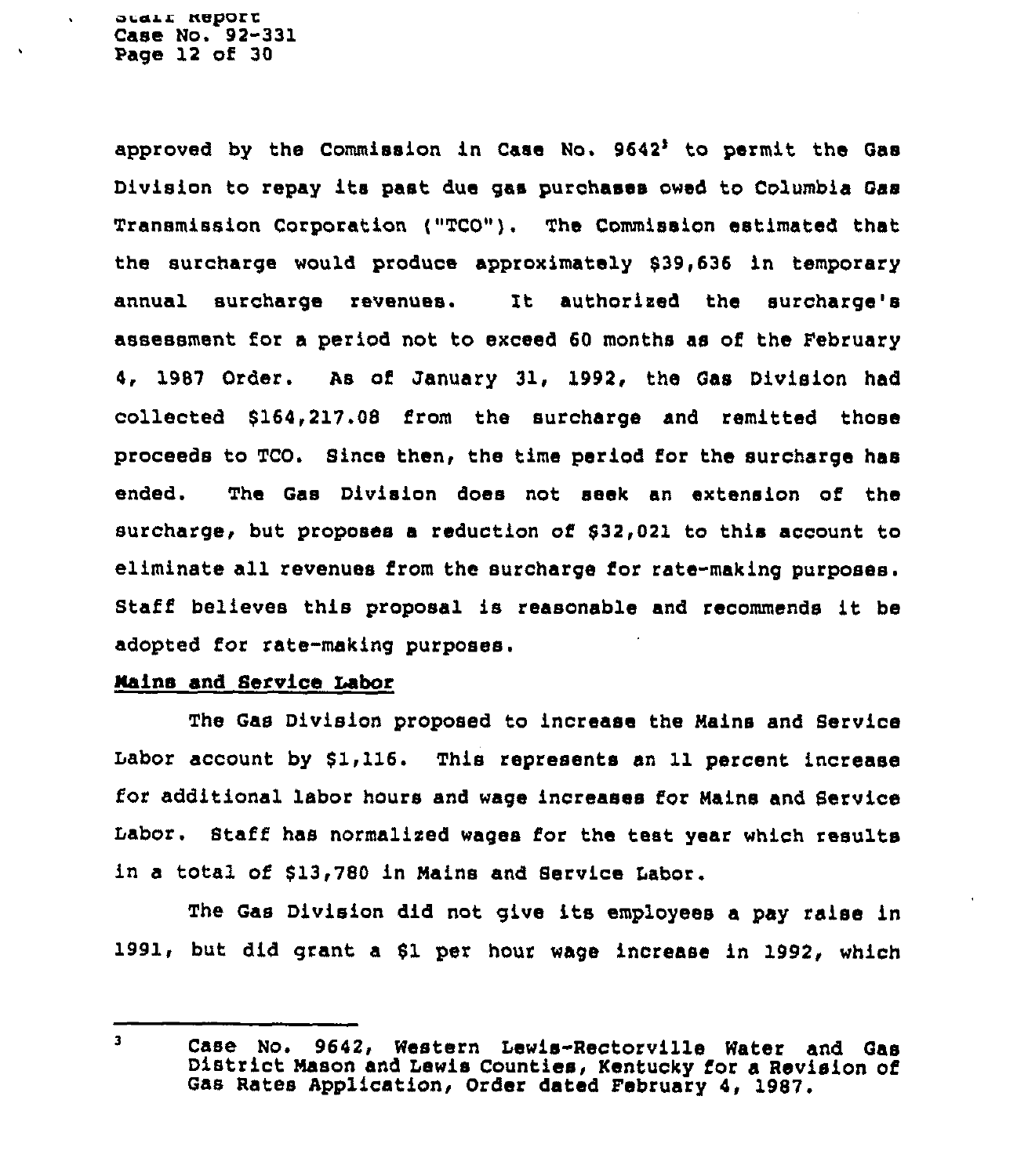approved by the Commission in Case No. 9642[3] to permit the Gas Division to repay its past due gas purchases owed to Columbia Gas Transmission Corporation ("TCO"). The Commission estimated that the surcharge would produce approximately $39,636 in temporary annual surcharge revenues. It authorized the surcharge's assessment for a period not to exceed 60 months as of the February 4, 1987 Order. As of January 31, 1992, the Gas Division had collected $164,217.08 from the surcharge and remitted those proceeds to TCO. Since then, the time period for the surcharge has ended. The Gas Division does not seek an extension of the surcharge, but proposes a reduction of $32,021 to this account to eliminate all revenues from the surcharge for rate-making purposes. Staff believes this proposal is reasonable and recommends it be adopted for rate-making purposes.

**Mains and Service Labor**

The Gas Division proposed to increase the Mains and Service Labor account by $1,116. This represents an 11 percent increase for additional labor hours and wage increases for Mains and Service Labor. Staff has normalized wages for the test year which results in a total of $13,780 in Mains and Service Labor.

The Gas Division did not give its employees a pay raise in 1991, but did grant a $1 per hour wage increase in 1992, which

---

[3] Case No. 9642, Western Lewis-Rectorville Water and Gas District Mason and Lewis Counties, Kentucky for a Revision of Gas Rates Application, Order dated February 4, 1987.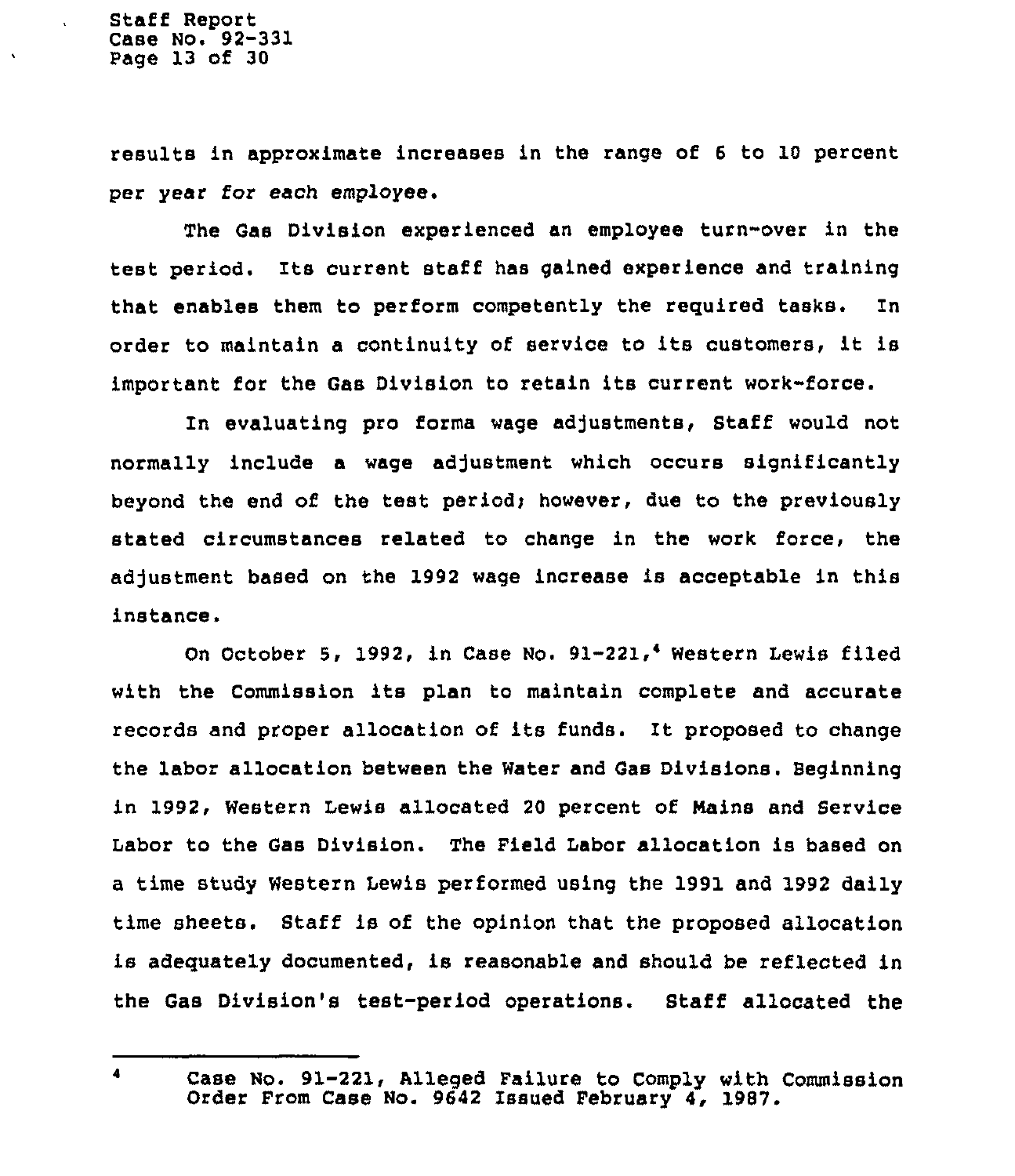results in approximate increases in the range of 6 to 10 percent per year for each employee.

The Gas Division experienced an employee turn-over in the test period. Its current staff has gained experience and training that enables them to perform competently the required tasks. In order to maintain a continuity of service to its customers, it is important for the Gas Division to retain its current work-force.

In evaluating pro forma wage adjustments, Staff would not normally include a wage adjustment which occurs significantly beyond the end of the test period; however, due to the previously stated circumstances related to change in the work force, the adjustment based on the 1992 wage increase is acceptable in this instance.

On October 5, 1992, in Case No. 91-221,[4] Western Lewis filed with the Commission its plan to maintain complete and accurate records and proper allocation of its funds. It proposed to change the labor allocation between the Water and Gas Divisions. Beginning in 1992, Western Lewis allocated 20 percent of Mains and Service Labor to the Gas Division. The Field Labor allocation is based on a time study Western Lewis performed using the 1991 and 1992 daily time sheets. Staff is of the opinion that the proposed allocation is adequately documented, is reasonable and should be reflected in the Gas Division's test-period operations. Staff allocated the

---

[4] Case No. 91-221, Alleged Failure to Comply with Commission Order From Case No. 9642 Issued February 4, 1987.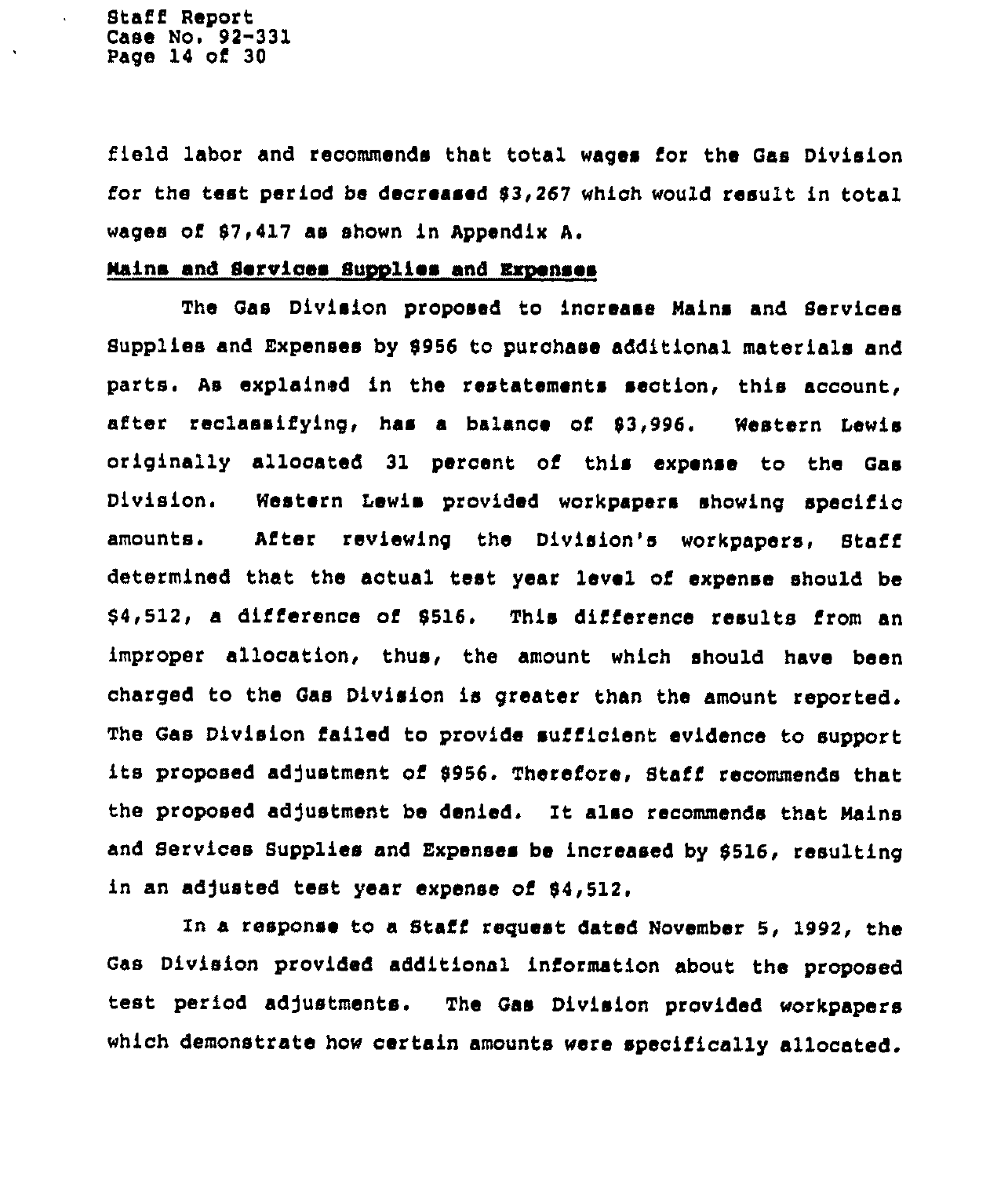field labor and recommends that total wages for the Gas Division for the test period be decreased $3,267 which would result in total wages of $7,417 as shown in Appendix A.

**Mains and Services Supplies and Expenses**

The Gas Division proposed to increase Mains and Services Supplies and Expenses by $956 to purchase additional materials and parts. As explained in the restatements section, this account, after reclassifying, has a balance of $3,996. Western Lewis originally allocated 31 percent of this expense to the Gas Division. Western Lewis provided workpapers showing specific amounts. After reviewing the Division's workpapers, Staff determined that the actual test year level of expense should be $4,512, a difference of $516. This difference results from an improper allocation, thus, the amount which should have been charged to the Gas Division is greater than the amount reported. The Gas Division failed to provide sufficient evidence to support its proposed adjustment of $956. Therefore, Staff recommends that the proposed adjustment be denied. It also recommends that Mains and Services Supplies and Expenses be increased by $516, resulting in an adjusted test year expense of $4,512.

In a response to a Staff request dated November 5, 1992, the Gas Division provided additional information about the proposed test period adjustments. The Gas Division provided workpapers which demonstrate how certain amounts were specifically allocated.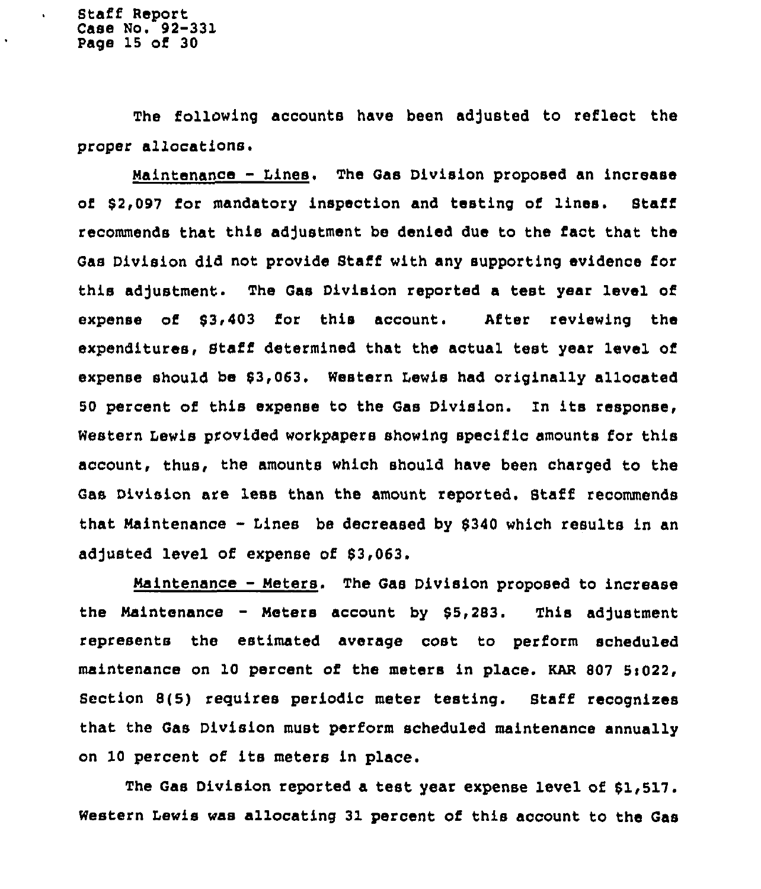The following accounts have been adjusted to reflect the proper allocations.

Maintenance - Lines. The Gas Division proposed an increase of $2,097 for mandatory inspection and testing of lines. Staff recommends that this adjustment be denied due to the fact that the Gas Division did not provide Staff with any supporting evidence for this adjustment. The Gas Division reported a test year level of expense of $3,403 for this account. After reviewing the expenditures, Staff determined that the actual test year level of expense should be $3,063. Western Lewis had originally allocated 50 percent of this expense to the Gas Division. In its response, Western Lewis provided workpapers showing specific amounts for this account, thus, the amounts which should have been charged to the Gas Division are less than the amount reported. Staff recommends that Maintenance - Lines be decreased by $340 which results in an adjusted level of expense of $3,063.

Maintenance - Meters. The Gas Division proposed to increase the Maintenance - Meters account by $5,283. This adjustment represents the estimated average cost to perform scheduled maintenance on 10 percent of the meters in place. KAR 807 5:022, Section 8(5) requires periodic meter testing. Staff recognizes that the Gas Division must perform scheduled maintenance annually on 10 percent of its meters in place.

The Gas Division reported a test year expense level of $1,517. Western Lewis was allocating 31 percent of this account to the Gas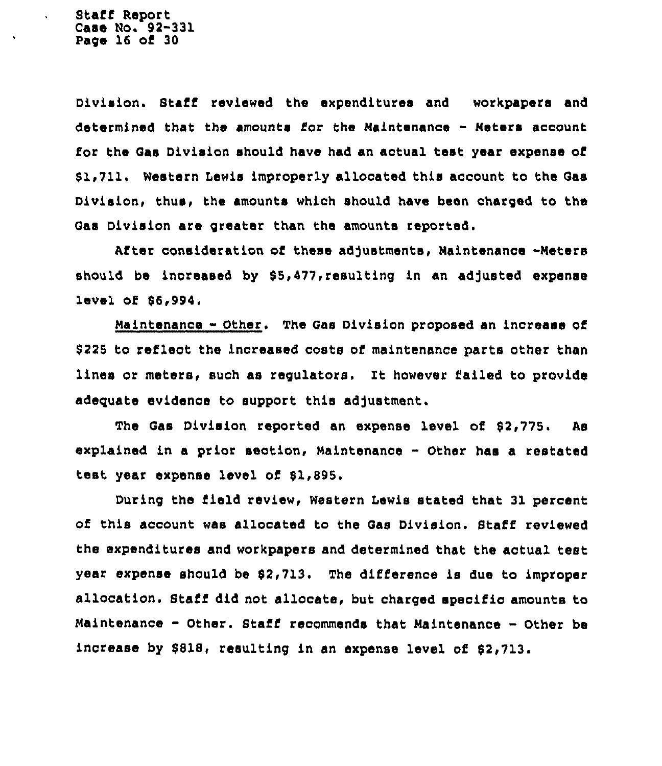Division. Staff reviewed the expenditures and workpapers and determined that the amounts for the Maintenance - Meters account for the Gas Division should have had an actual test year expense of $1,711. Western Lewis improperly allocated this account to the Gas Division, thus, the amounts which should have been charged to the Gas Division are greater than the amounts reported.

After consideration of these adjustments, Maintenance -Meters should be increased by $5,477, resulting in an adjusted expense level of $6,994.

Maintenance - Other. The Gas Division proposed an increase of $225 to reflect the increased costs of maintenance parts other than lines or meters, such as regulators. It however failed to provide adequate evidence to support this adjustment.

The Gas Division reported an expense level of $2,775. As explained in a prior section, Maintenance - Other has a restated test year expense level of $1,895.

During the field review, Western Lewis stated that 31 percent of this account was allocated to the Gas Division. Staff reviewed the expenditures and workpapers and determined that the actual test year expense should be $2,713. The difference is due to improper allocation. Staff did not allocate, but charged specific amounts to Maintenance - Other. Staff recommends that Maintenance - Other be increase by $818, resulting in an expense level of $2,713.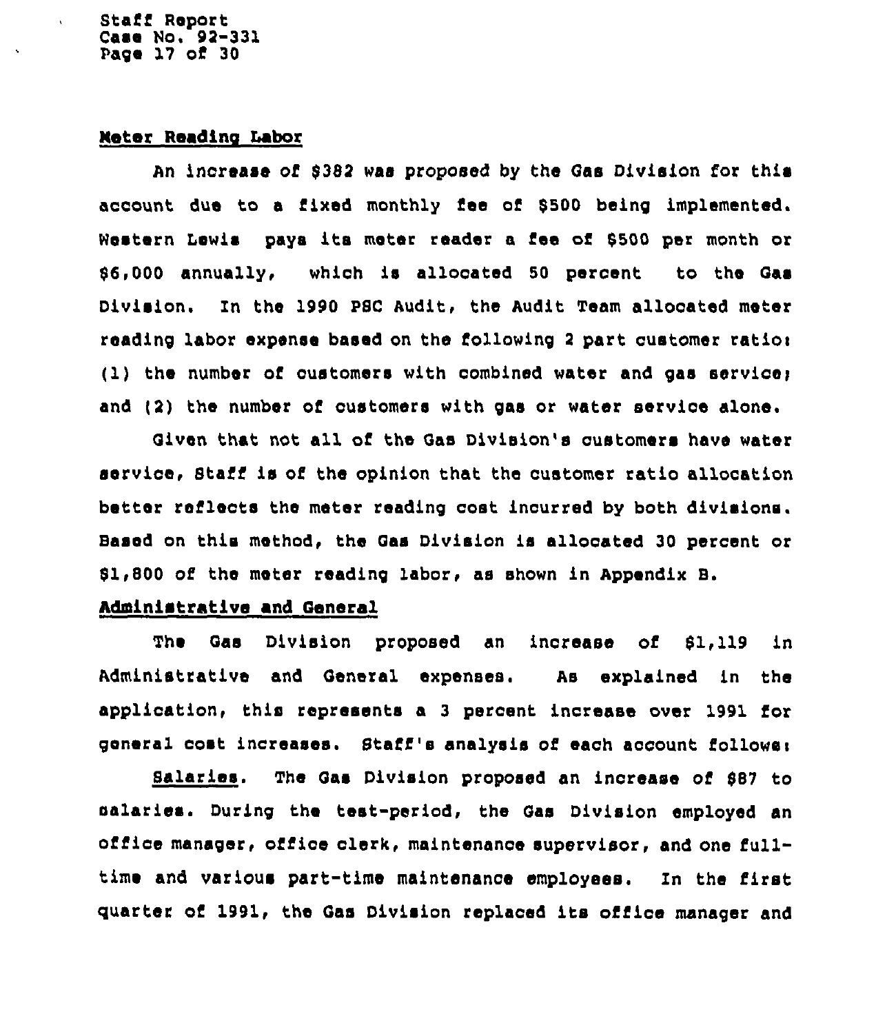## Meter Reading Labor

An increase of $382 was proposed by the Gas Division for this account due to a fixed monthly fee of $500 being implemented. Western Lewis pays its meter reader a fee of $500 per month or $6,000 annually, which is allocated 50 percent to the Gas Division. In the 1990 PSC Audit, the Audit Team allocated meter reading labor expense based on the following 2 part customer ratio: (1) the number of customers with combined water and gas service; and (2) the number of customers with gas or water service alone.

Given that not all of the Gas Division's customers have water service, Staff is of the opinion that the customer ratio allocation better reflects the meter reading cost incurred by both divisions. Based on this method, the Gas Division is allocated 30 percent or $1,800 of the meter reading labor, as shown in Appendix B.

## Administrative and General

The Gas Division proposed an increase of $1,119 in Administrative and General expenses. As explained in the application, this represents a 3 percent increase over 1991 for general cost increases. Staff's analysis of each account follows:

Salaries. The Gas Division proposed an increase of $87 to salaries. During the test-period, the Gas Division employed an office manager, office clerk, maintenance supervisor, and one full-time and various part-time maintenance employees. In the first quarter of 1991, the Gas Division replaced its office manager and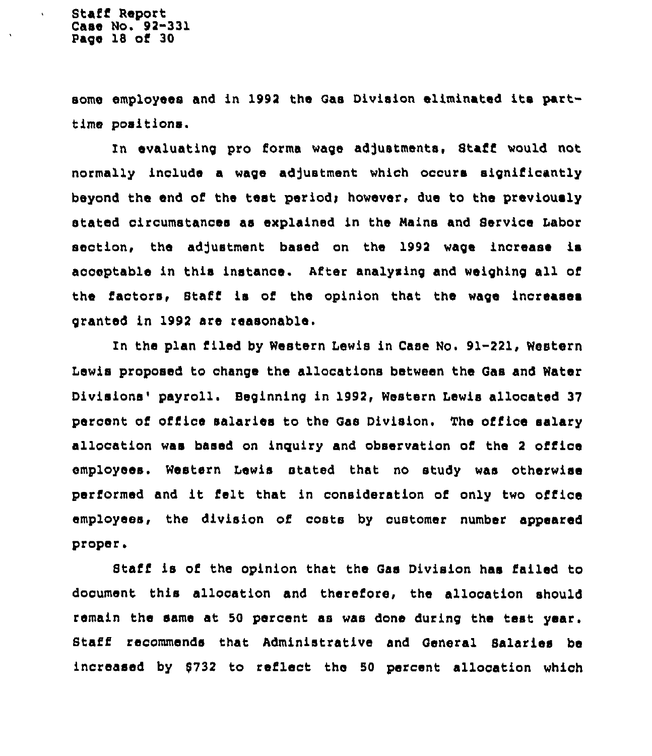some employees and in 1992 the Gas Division eliminated its part-time positions.

In evaluating pro forma wage adjustments, Staff would not normally include a wage adjustment which occurs significantly beyond the end of the test period; however, due to the previously stated circumstances as explained in the Mains and Service Labor section, the adjustment based on the 1992 wage increase is acceptable in this instance. After analyzing and weighing all of the factors, Staff is of the opinion that the wage increases granted in 1992 are reasonable.

In the plan filed by Western Lewis in Case No. 91-221, Western Lewis proposed to change the allocations between the Gas and Water Divisions' payroll. Beginning in 1992, Western Lewis allocated 37 percent of office salaries to the Gas Division. The office salary allocation was based on inquiry and observation of the 2 office employees. Western Lewis stated that no study was otherwise performed and it felt that in consideration of only two office employees, the division of costs by customer number appeared proper.

Staff is of the opinion that the Gas Division has failed to document this allocation and therefore, the allocation should remain the same at 50 percent as was done during the test year. Staff recommends that Administrative and General Salaries be increased by $732 to reflect the 50 percent allocation which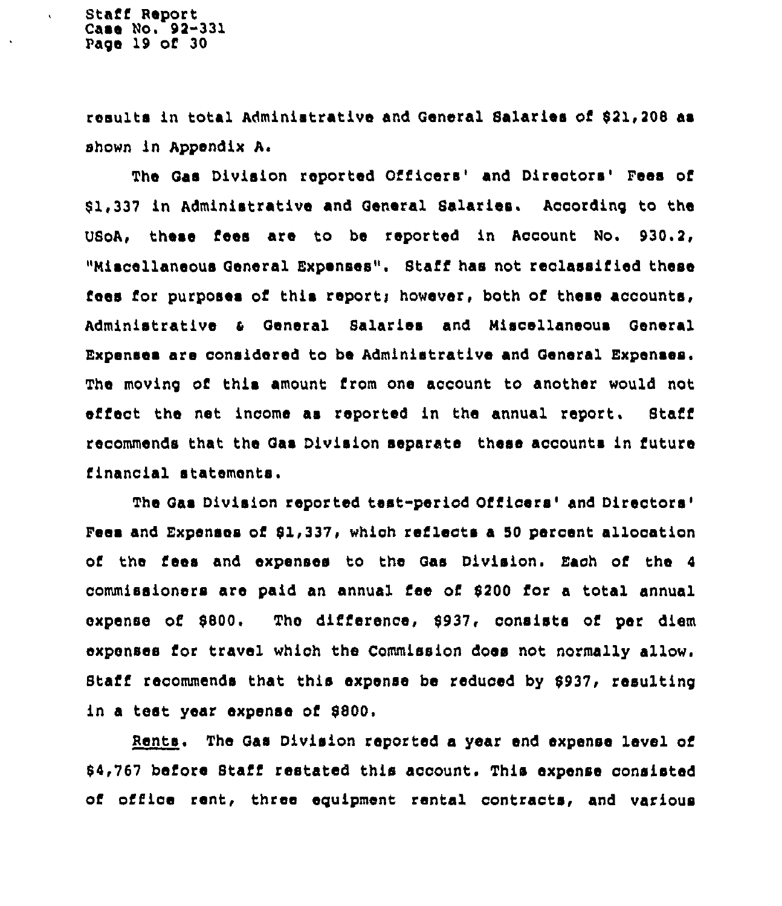results in total Administrative and General Salaries of $21,208 as shown in Appendix A.

The Gas Division reported Officers' and Directors' Fees of $1,337 in Administrative and General Salaries. According to the USoA, these fees are to be reported in Account No. 930.2, "Miscellaneous General Expenses". Staff has not reclassified these fees for purposes of this report; however, both of these accounts, Administrative & General Salaries and Miscellaneous General Expenses are considered to be Administrative and General Expenses. The moving of this amount from one account to another would not effect the net income as reported in the annual report. Staff recommends that the Gas Division separate these accounts in future financial statements.

The Gas Division reported test-period Officers' and Directors' Fees and Expenses of $1,337, which reflects a 50 percent allocation of the fees and expenses to the Gas Division. Each of the 4 commissioners are paid an annual fee of $200 for a total annual expense of $800. The difference, $937, consists of per diem expenses for travel which the Commission does not normally allow. Staff recommends that this expense be reduced by $937, resulting in a test year expense of $800.

Rents. The Gas Division reported a year end expense level of $4,767 before Staff restated this account. This expense consisted of office rent, three equipment rental contracts, and various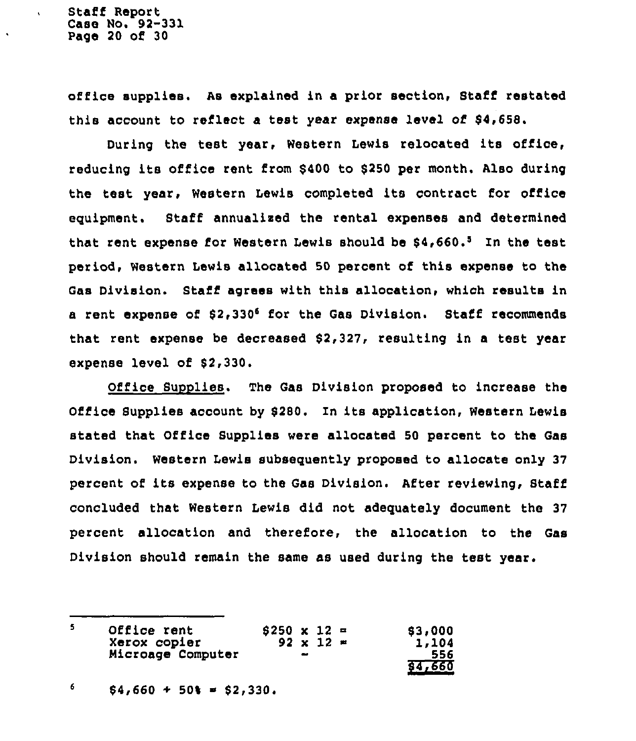office supplies. As explained in a prior section, Staff restated this account to reflect a test year expense level of $4,658.

During the test year, Western Lewis relocated its office, reducing its office rent from $400 to $250 per month. Also during the test year, Western Lewis completed its contract for office equipment. Staff annualized the rental expenses and determined that rent expense for Western Lewis should be $4,660.[5] In the test period, Western Lewis allocated 50 percent of this expense to the Gas Division. Staff agrees with this allocation, which results in a rent expense of $2,330[6] for the Gas Division. Staff recommends that rent expense be decreased $2,327, resulting in a test year expense level of $2,330.

<u>Office Supplies</u>. The Gas Division proposed to increase the Office Supplies account by $280. In its application, Western Lewis stated that Office Supplies were allocated 50 percent to the Gas Division. Western Lewis subsequently proposed to allocate only 37 percent of its expense to the Gas Division. After reviewing, Staff concluded that Western Lewis did not adequately document the 37 percent allocation and therefore, the allocation to the Gas Division should remain the same as used during the test year.

---

[5]

| | | |
|---|---|---|
| Office rent | $250 x 12 = | $3,000 |
| Xerox copier | 92 x 12 = | 1,104 |
| Microage Computer | - | 556 |
| | | $4,660 |

[6] $4,660 ÷ 50% = $2,330.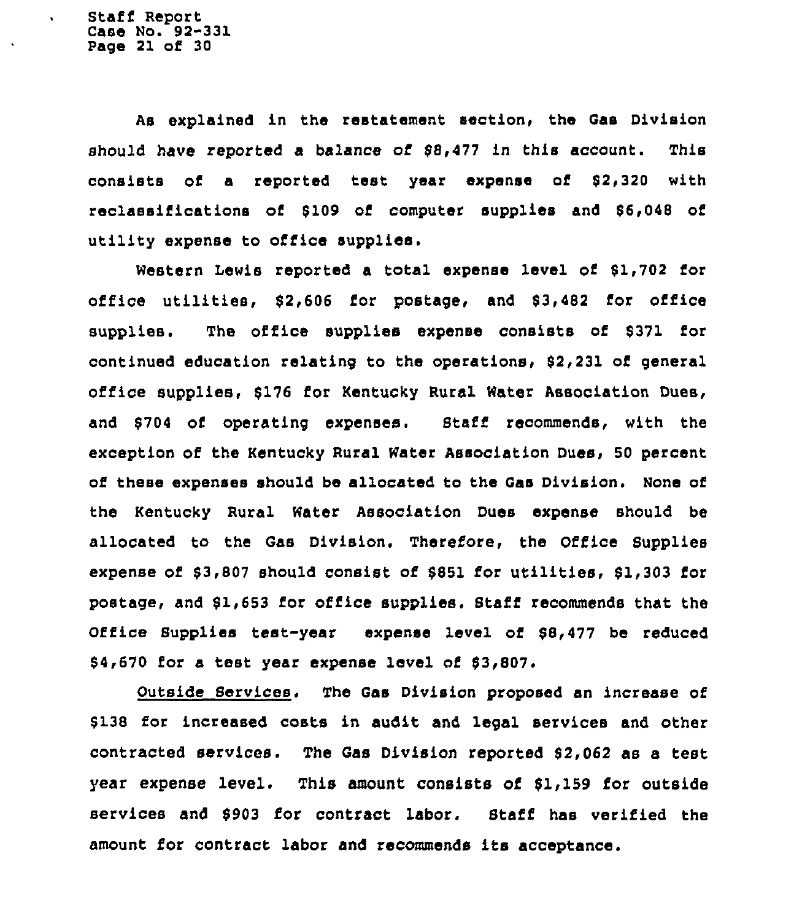As explained in the restatement section, the Gas Division should have reported a balance of $8,477 in this account. This consists of a reported test year expense of $2,320 with reclassifications of $109 of computer supplies and $6,048 of utility expense to office supplies.

Western Lewis reported a total expense level of $1,702 for office utilities, $2,606 for postage, and $3,482 for office supplies. The office supplies expense consists of $371 for continued education relating to the operations, $2,231 of general office supplies, $176 for Kentucky Rural Water Association Dues, and $704 of operating expenses. Staff recommends, with the exception of the Kentucky Rural Water Association Dues, 50 percent of these expenses should be allocated to the Gas Division. None of the Kentucky Rural Water Association Dues expense should be allocated to the Gas Division. Therefore, the Office Supplies expense of $3,807 should consist of $851 for utilities, $1,303 for postage, and $1,653 for office supplies. Staff recommends that the Office Supplies test-year expense level of $8,477 be reduced $4,670 for a test year expense level of $3,807.

Outside Services. The Gas Division proposed an increase of $138 for increased costs in audit and legal services and other contracted services. The Gas Division reported $2,062 as a test year expense level. This amount consists of $1,159 for outside services and $903 for contract labor. Staff has verified the amount for contract labor and recommends its acceptance.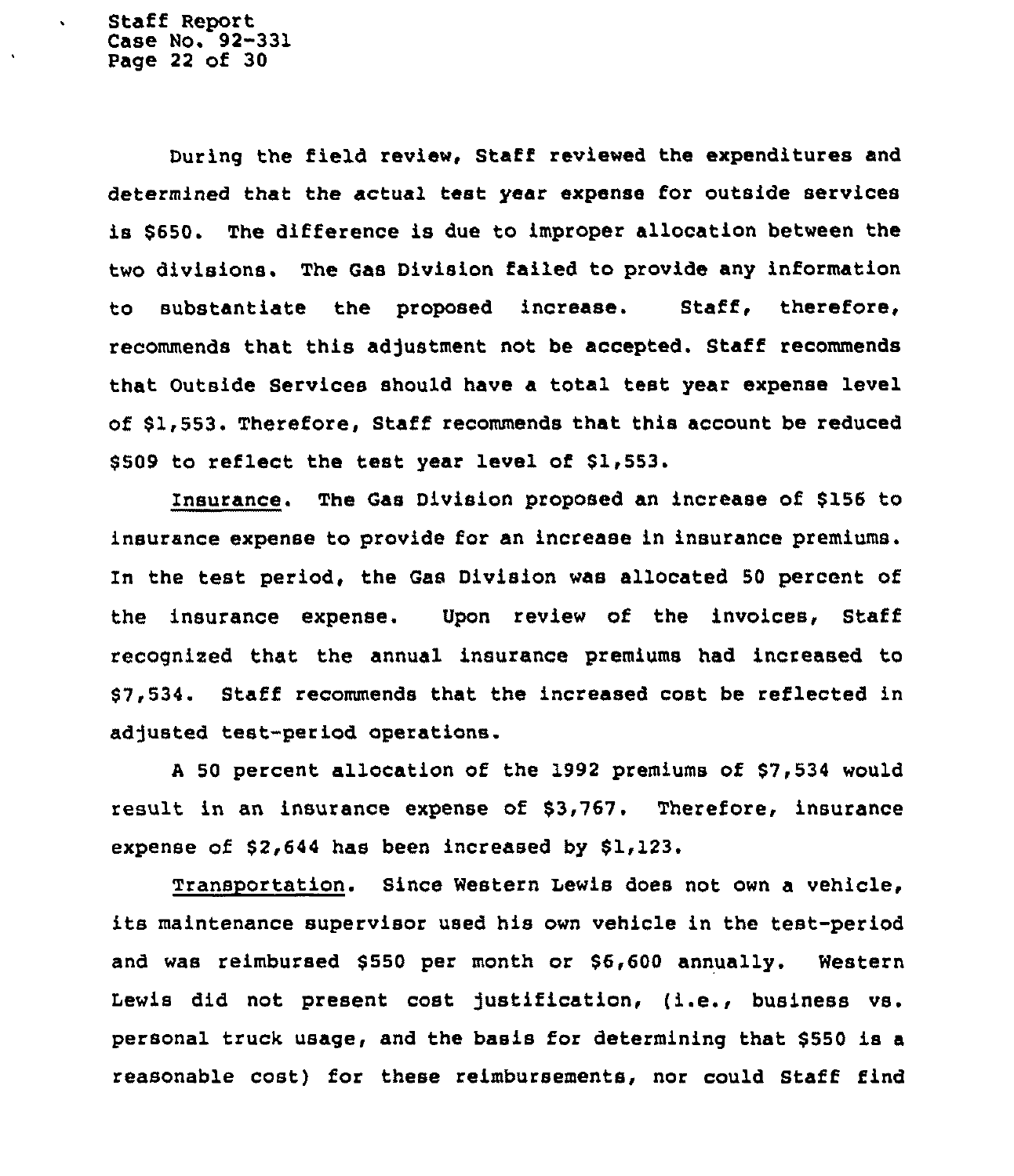During the field review, Staff reviewed the expenditures and determined that the actual test year expense for outside services is $650. The difference is due to improper allocation between the two divisions. The Gas Division failed to provide any information to substantiate the proposed increase. Staff, therefore, recommends that this adjustment not be accepted. Staff recommends that Outside Services should have a total test year expense level of $1,553. Therefore, Staff recommends that this account be reduced $509 to reflect the test year level of $1,553.

Insurance. The Gas Division proposed an increase of $156 to insurance expense to provide for an increase in insurance premiums. In the test period, the Gas Division was allocated 50 percent of the insurance expense. Upon review of the invoices, Staff recognized that the annual insurance premiums had increased to $7,534. Staff recommends that the increased cost be reflected in adjusted test-period operations.

A 50 percent allocation of the 1992 premiums of $7,534 would result in an insurance expense of $3,767. Therefore, insurance expense of $2,644 has been increased by $1,123.

Transportation. Since Western Lewis does not own a vehicle, its maintenance supervisor used his own vehicle in the test-period and was reimbursed $550 per month or $6,600 annually. Western Lewis did not present cost justification, (i.e., business vs. personal truck usage, and the basis for determining that $550 is a reasonable cost) for these reimbursements, nor could Staff find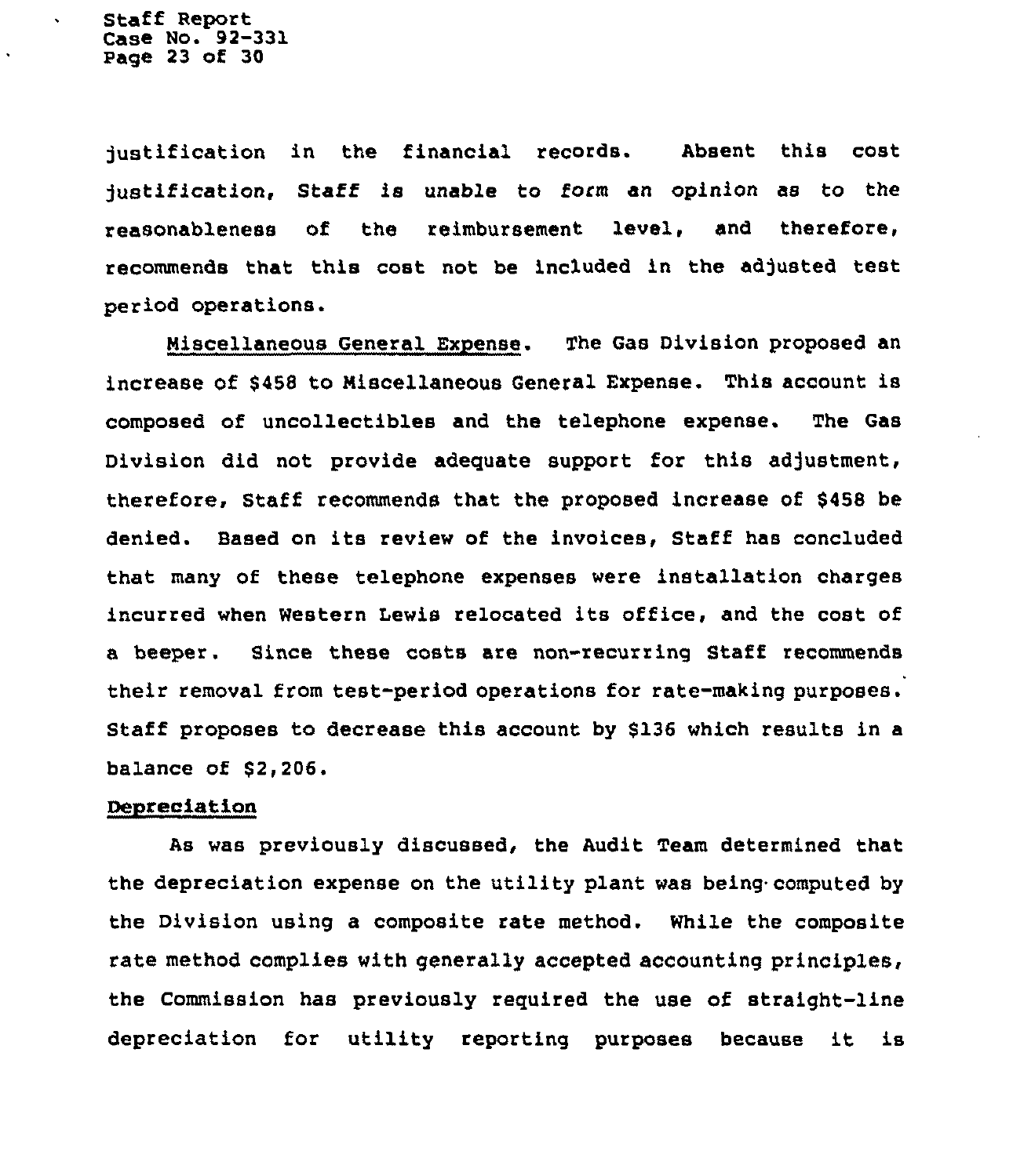justification in the financial records. Absent this cost justification, Staff is unable to form an opinion as to the reasonableness of the reimbursement level, and therefore, recommends that this cost not be included in the adjusted test period operations.

Miscellaneous General Expense. The Gas Division proposed an increase of $458 to Miscellaneous General Expense. This account is composed of uncollectibles and the telephone expense. The Gas Division did not provide adequate support for this adjustment, therefore, Staff recommends that the proposed increase of $458 be denied. Based on its review of the invoices, Staff has concluded that many of these telephone expenses were installation charges incurred when Western Lewis relocated its office, and the cost of a beeper. Since these costs are non-recurring Staff recommends their removal from test-period operations for rate-making purposes. Staff proposes to decrease this account by $136 which results in a balance of $2,206.

**Depreciation**

As was previously discussed, the Audit Team determined that the depreciation expense on the utility plant was being computed by the Division using a composite rate method. While the composite rate method complies with generally accepted accounting principles, the Commission has previously required the use of straight-line depreciation for utility reporting purposes because it is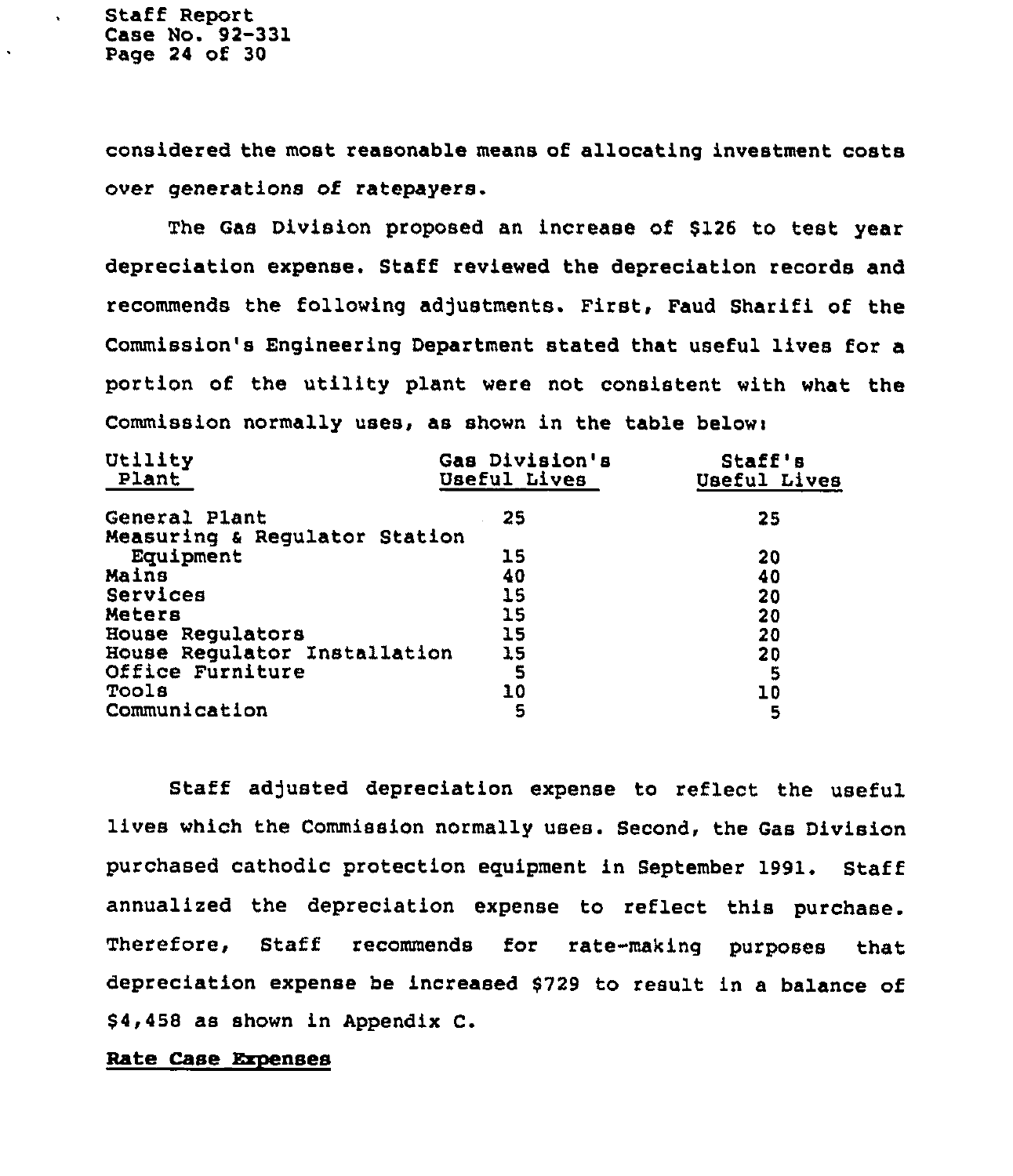considered the most reasonable means of allocating investment costs over generations of ratepayers.

The Gas Division proposed an increase of $126 to test year depreciation expense. Staff reviewed the depreciation records and recommends the following adjustments. First, Faud Sharifi of the Commission's Engineering Department stated that useful lives for a portion of the utility plant were not consistent with what the Commission normally uses, as shown in the table below:

| Utility Plant | Gas Division's Useful Lives | Staff's Useful Lives |
|---|---|---|
| General Plant | 25 | 25 |
| Measuring & Regulator Station Equipment | 15 | 20 |
| Mains | 40 | 40 |
| Services | 15 | 20 |
| Meters | 15 | 20 |
| House Regulators | 15 | 20 |
| House Regulator Installation | 15 | 20 |
| Office Furniture | 5 | 5 |
| Tools | 10 | 10 |
| Communication | 5 | 5 |

Staff adjusted depreciation expense to reflect the useful lives which the Commission normally uses. Second, the Gas Division purchased cathodic protection equipment in September 1991. Staff annualized the depreciation expense to reflect this purchase. Therefore, Staff recommends for rate-making purposes that depreciation expense be increased $729 to result in a balance of $4,458 as shown in Appendix C.

**Rate Case Expenses**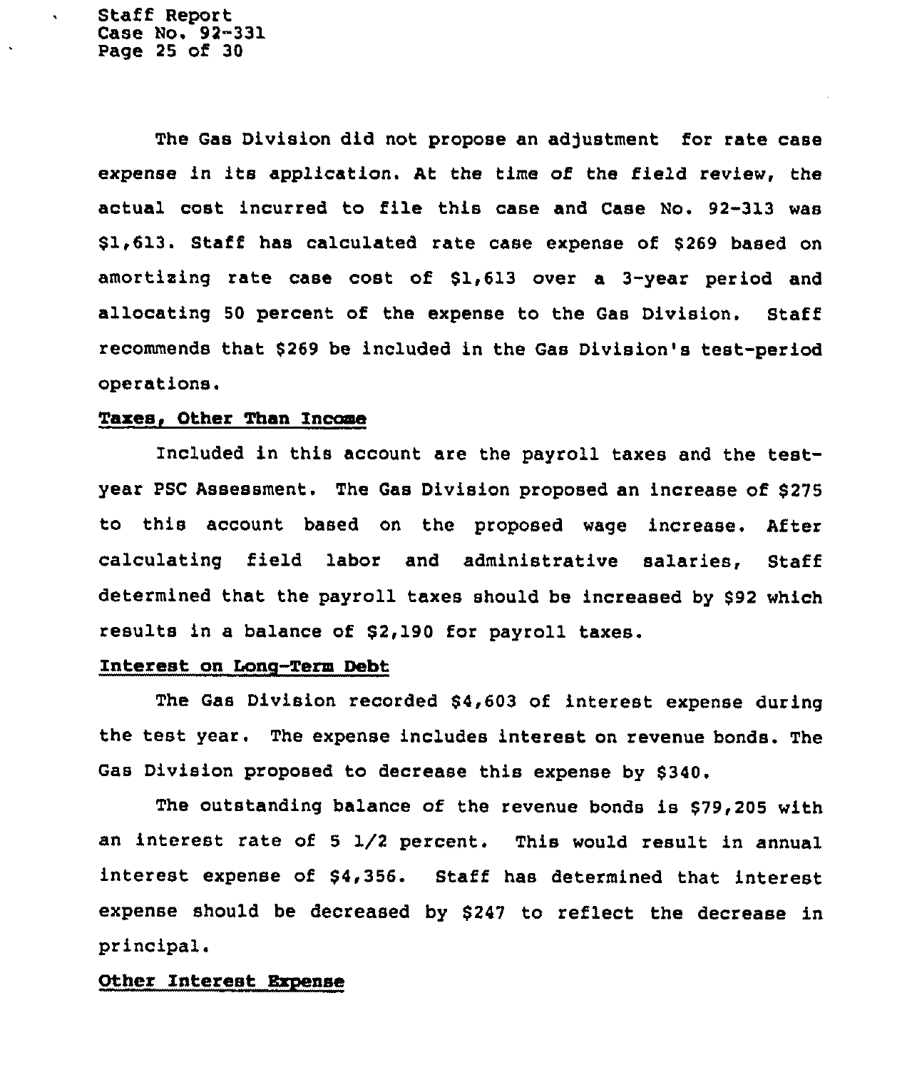The Gas Division did not propose an adjustment for rate case expense in its application. At the time of the field review, the actual cost incurred to file this case and Case No. 92-313 was $1,613. Staff has calculated rate case expense of $269 based on amortizing rate case cost of $1,613 over a 3-year period and allocating 50 percent of the expense to the Gas Division. Staff recommends that $269 be included in the Gas Division's test-period operations.

**Taxes, Other Than Income**

Included in this account are the payroll taxes and the test-year PSC Assessment. The Gas Division proposed an increase of $275 to this account based on the proposed wage increase. After calculating field labor and administrative salaries, Staff determined that the payroll taxes should be increased by $92 which results in a balance of $2,190 for payroll taxes.

**Interest on Long-Term Debt**

The Gas Division recorded $4,603 of interest expense during the test year. The expense includes interest on revenue bonds. The Gas Division proposed to decrease this expense by $340.

The outstanding balance of the revenue bonds is $79,205 with an interest rate of 5 1/2 percent. This would result in annual interest expense of $4,356. Staff has determined that interest expense should be decreased by $247 to reflect the decrease in principal.

**Other Interest Expense**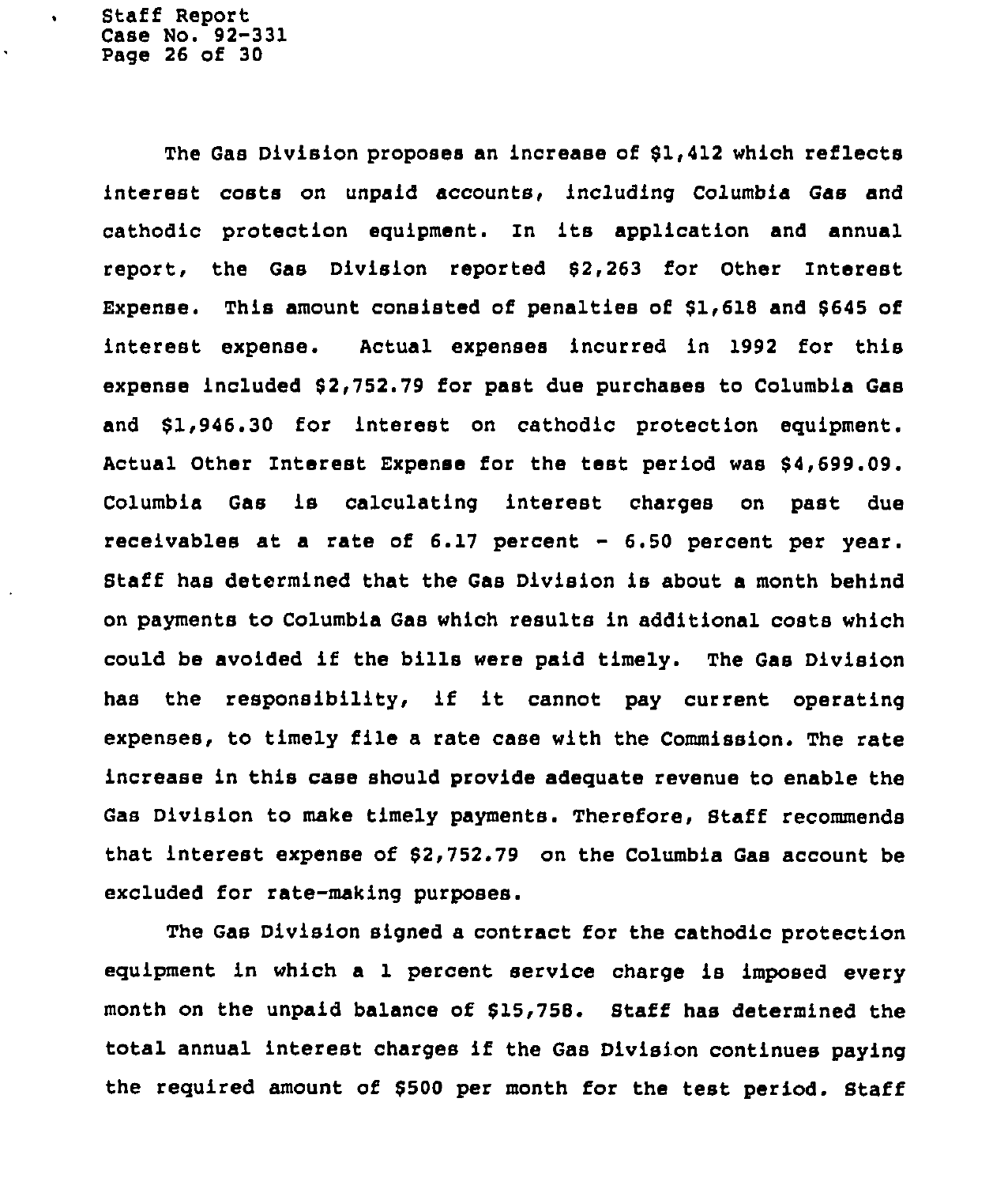The Gas Division proposes an increase of $1,412 which reflects interest costs on unpaid accounts, including Columbia Gas and cathodic protection equipment. In its application and annual report, the Gas Division reported $2,263 for Other Interest Expense. This amount consisted of penalties of $1,618 and $645 of interest expense. Actual expenses incurred in 1992 for this expense included $2,752.79 for past due purchases to Columbia Gas and $1,946.30 for interest on cathodic protection equipment. Actual Other Interest Expense for the test period was $4,699.09. Columbia Gas is calculating interest charges on past due receivables at a rate of 6.17 percent - 6.50 percent per year. Staff has determined that the Gas Division is about a month behind on payments to Columbia Gas which results in additional costs which could be avoided if the bills were paid timely. The Gas Division has the responsibility, if it cannot pay current operating expenses, to timely file a rate case with the Commission. The rate increase in this case should provide adequate revenue to enable the Gas Division to make timely payments. Therefore, Staff recommends that interest expense of $2,752.79 on the Columbia Gas account be excluded for rate-making purposes.

The Gas Division signed a contract for the cathodic protection equipment in which a 1 percent service charge is imposed every month on the unpaid balance of $15,758. Staff has determined the total annual interest charges if the Gas Division continues paying the required amount of $500 per month for the test period. Staff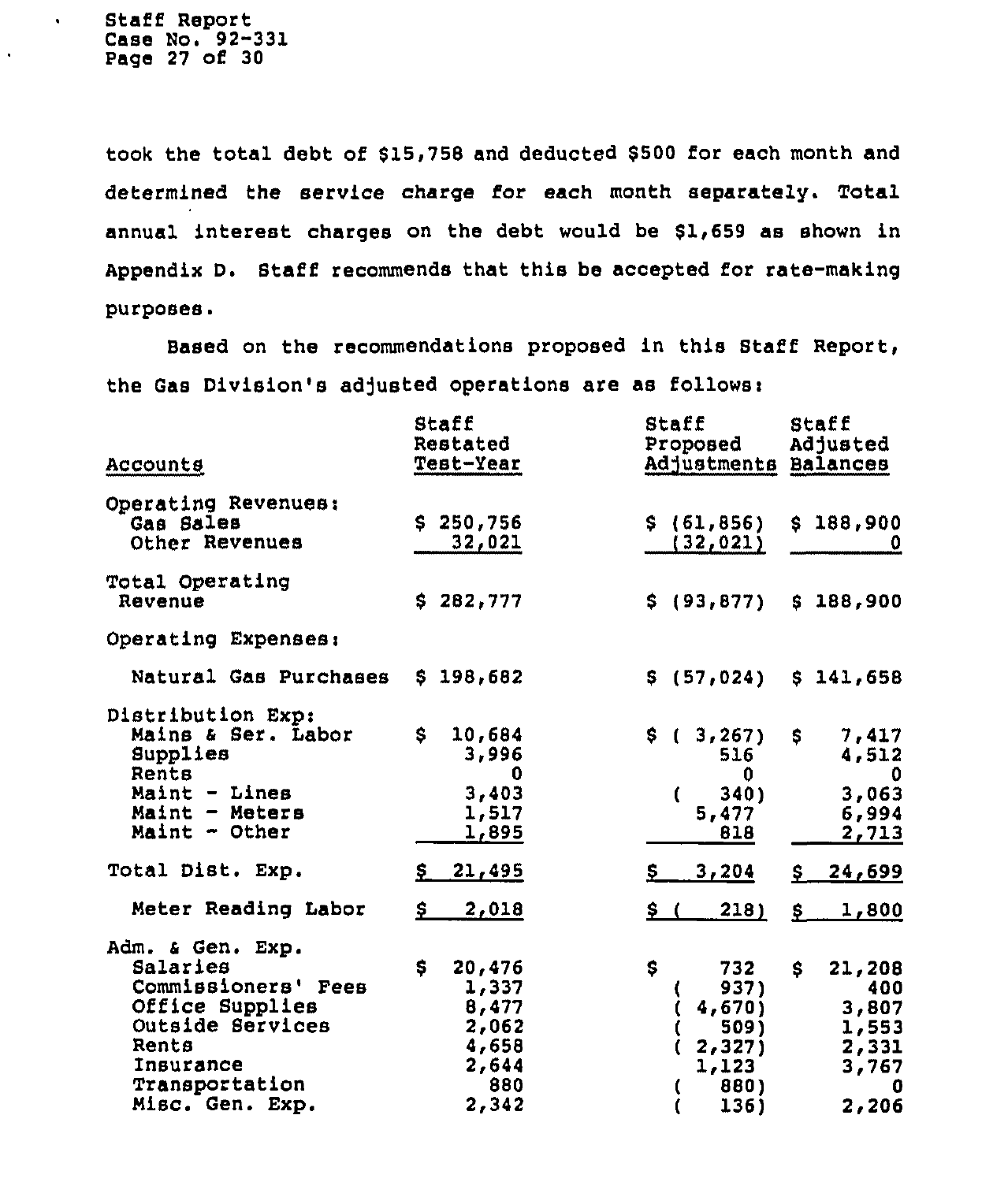took the total debt of $15,758 and deducted $500 for each month and determined the service charge for each month separately. Total annual interest charges on the debt would be $1,659 as shown in Appendix D. Staff recommends that this be accepted for rate-making purposes.

Based on the recommendations proposed in this Staff Report, the Gas Division's adjusted operations are as follows:

| Accounts | Staff Restated Test-Year | Staff Proposed Adjustments | Staff Adjusted Balances |
|---|---|---|---|
| Operating Revenues: | | | |
| Gas Sales | $ 250,756 | $ (61,856) | $ 188,900 |
| Other Revenues | 32,021 | (32,021) | 0 |
| Total Operating Revenue | $ 282,777 | $ (93,877) | $ 188,900 |
| Operating Expenses: | | | |
| Natural Gas Purchases | $ 198,682 | $ (57,024) | $ 141,658 |
| Distribution Exp: | | | |
| Mains & Ser. Labor | $ 10,684 | $ ( 3,267) | $ 7,417 |
| Supplies | 3,996 | 516 | 4,512 |
| Rents | 0 | 0 | 0 |
| Maint - Lines | 3,403 | ( 340) | 3,063 |
| Maint - Meters | 1,517 | 5,477 | 6,994 |
| Maint - Other | 1,895 | 818 | 2,713 |
| Total Dist. Exp. | $ 21,495 | $ 3,204 | $ 24,699 |
| Meter Reading Labor | $ 2,018 | $ ( 218) | $ 1,800 |
| Adm. & Gen. Exp. | | | |
| Salaries | $ 20,476 | $ 732 | $ 21,208 |
| Commissioners' Fees | 1,337 | ( 937) | 400 |
| Office Supplies | 8,477 | ( 4,670) | 3,807 |
| Outside Services | 2,062 | ( 509) | 1,553 |
| Rents | 4,658 | ( 2,327) | 2,331 |
| Insurance | 2,644 | 1,123 | 3,767 |
| Transportation | 880 | ( 880) | 0 |
| Misc. Gen. Exp. | 2,342 | ( 136) | 2,206 |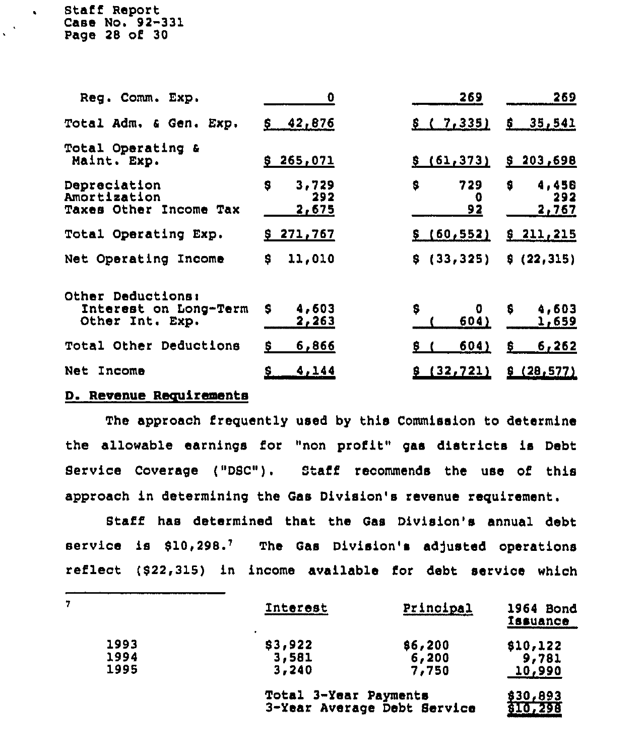| | | | |
|---|---|---|---|
| Reg. Comm. Exp. | 0 | 269 | 269 |
| Total Adm. & Gen. Exp. | $ 42,876 | $ ( 7,335) | $ 35,541 |
| Total Operating & Maint. Exp. | $ 265,071 | $ (61,373) | $ 203,698 |
| Depreciation | $ 3,729 | $ 729 | $ 4,458 |
| Amortization | 292 | 0 | 292 |
| Taxes Other Income Tax | 2,675 | 92 | 2,767 |
| Total Operating Exp. | $ 271,767 | $ (60,552) | $ 211,215 |
| Net Operating Income | $ 11,010 | $ (33,325) | $ (22,315) |
| Other Deductions: | | | |
| Interest on Long-Term | $ 4,603 | $ 0 | $ 4,603 |
| Other Int. Exp. | 2,263 | ( 604) | 1,659 |
| Total Other Deductions | $ 6,866 | $ ( 604) | $ 6,262 |
| Net Income | $ 4,144 | $ (32,721) | $ (28,577) |

## D. Revenue Requirements

The approach frequently used by this Commission to determine the allowable earnings for "non profit" gas districts is Debt Service Coverage ("DSC"). Staff recommends the use of this approach in determining the Gas Division's revenue requirement.

Staff has determined that the Gas Division's annual debt service is $10,298.[7] The Gas Division's adjusted operations reflect ($22,315) in income available for debt service which

---

[7]

| | Interest | Principal | 1964 Bond Issuance |
|---|---|---|---|
| 1993 | $3,922 | $6,200 | $10,122 |
| 1994 | 3,581 | 6,200 | 9,781 |
| 1995 | 3,240 | 7,750 | 10,990 |
| | Total 3-Year Payments | | $30,893 |
| | 3-Year Average Debt Service | | $10,298 |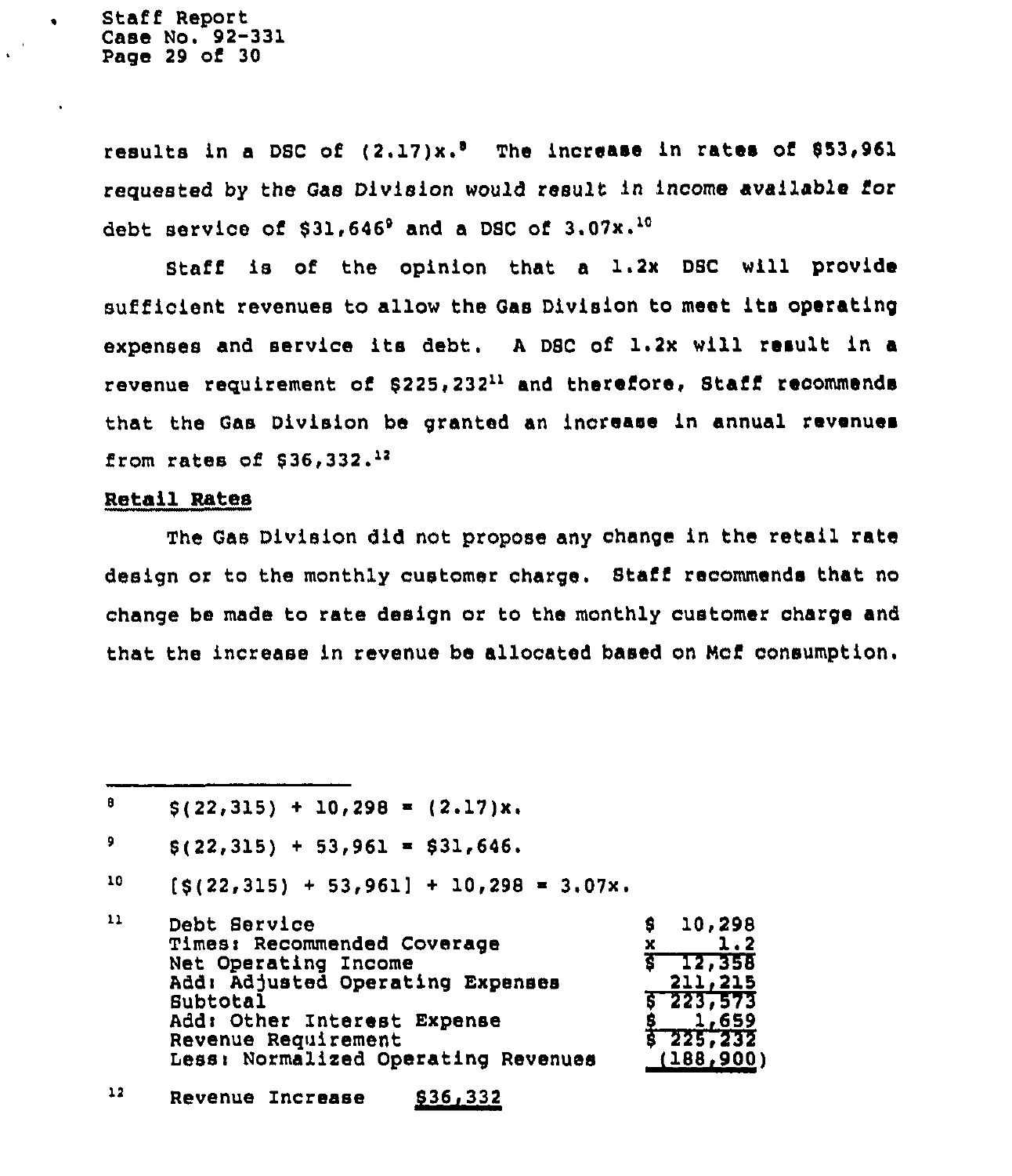results in a DSC of (2.17)x.[8] The increase in rates of $53,961 requested by the Gas Division would result in income available for debt service of $31,646[9] and a DSC of 3.07x.[10]

Staff is of the opinion that a 1.2x DSC will provide sufficient revenues to allow the Gas Division to meet its operating expenses and service its debt. A DSC of 1.2x will result in a revenue requirement of $225,232[11] and therefore, Staff recommends that the Gas Division be granted an increase in annual revenues from rates of $36,332.[12]

## Retail Rates

The Gas Division did not propose any change in the retail rate design or to the monthly customer charge. Staff recommends that no change be made to rate design or to the monthly customer charge and that the increase in revenue be allocated based on Mcf consumption.

---

[8] $(22,315) ÷ 10,298 = (2.17)x.

[9] $(22,315) + 53,961 = $31,646.

[10] [$(22,315) + 53,961] ÷ 10,298 = 3.07x.

[11]

| | |
|---|---|
| Debt Service | $ 10,298 |
| Times: Recommended Coverage | x 1.2 |
| Net Operating Income | $ 12,358 |
| Add: Adjusted Operating Expenses | 211,215 |
| Subtotal | $ 223,573 |
| Add: Other Interest Expense | $ 1,659 |
| Revenue Requirement | $ 225,232 |
| Less: Normalized Operating Revenues | (188,900) |

[12] Revenue Increase $36,332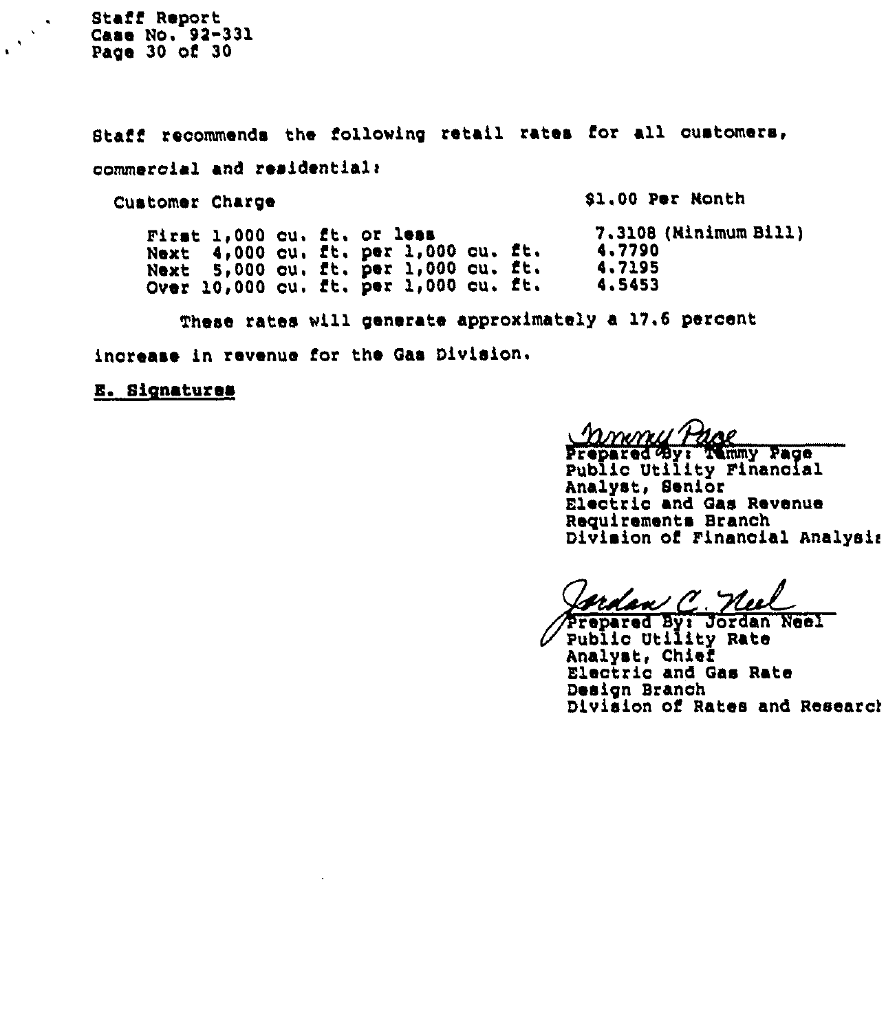Staff recommends the following retail rates for all customers, commercial and residential:

| | |
|---|---|
| Customer Charge | $1.00 Per Month |
| First 1,000 cu. ft. or less | 7.3108 (Minimum Bill) |
| Next 4,000 cu. ft. per 1,000 cu. ft. | 4.7790 |
| Next 5,000 cu. ft. per 1,000 cu. ft. | 4.7195 |
| Over 10,000 cu. ft. per 1,000 cu. ft. | 4.5453 |

These rates will generate approximately a 17.6 percent increase in revenue for the Gas Division.

**E. Signatures**

Tammy Page
Prepared By: Tammy Page
Public Utility Financial Analyst, Senior
Electric and Gas Revenue Requirements Branch
Division of Financial Analysis

Jordan C. Neel
Prepared By: Jordan Neel
Public Utility Rate Analyst, Chief
Electric and Gas Rate Design Branch
Division of Rates and Research